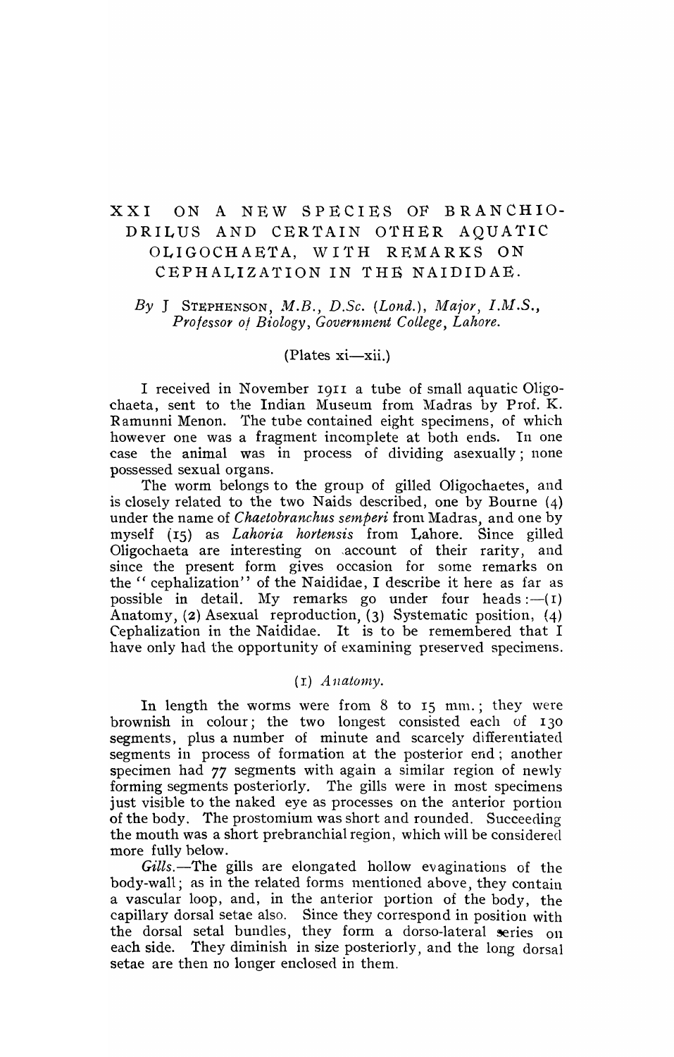# XXI ON A NEW SPECIES OF BRANCHIODRILUS AND CERTAIN OTHER AQUATIC OLIGOCHAETA, WITH REMARKS ON CEPHALIZATION IN THE NAIDIDAE.

*By* J STEPHENSON, *M.B., D.Sc. (Lond.), Major, I.M.S., Professor of Biology, Government College, Lahore.*

(Plates xi—xii.)

I received in November 1911 a tube of small aquatic Oligochaeta, sent to the Indian Museum from Madras by Prof. K. Ramunni Menon. The tube contained eight specimens, of which however one was a fragment incomplete at both ends. In one case the animal was in process of dividing asexually; none possessed sexual organs.

The worm belongs to the group of gilled Oligochaetes, and is closely related to the two Naids described, one by Bourne (4) under the name of *Chaetobranchus semperi* from Madras, and one by myself (15) as *Lahoria hortensis* from Lahore. Since gilled Oligochaeta are interesting on account of their rarity, and since the present form gives occasion for some remarks on the "cephalization" of the Naididae, I describe it here as far as possible in detail. My remarks go under four heads:—(1) Anatomy, (2) Asexual reproduction, (3) Systematic position, (4) Cephalization in the Naididae. It is to be remembered that I have only had the opportunity of examining preserved specimens.

## (1) *Anatomy.*

In length the worms were from 8 to 15 mm.; they were brownish in colour; the two longest consisted each of 130 segments, plus a number of minute and scarcely differentiated segments in process of formation at the posterior end; another specimen had 77 segments with again a similar region of newly forming segments posteriorly. The gills were in most specimens just visible to the naked eye as processes on the anterior portion of the body. The prostomium was short and rounded. Succeeding the mouth was a short prebranchial region, which will be considered more fully below.

*Gills.*—The gills are elongated hollow evaginations of the body-wall; as in the related forms mentioned above, they contain a vascular loop, and, in the anterior portion of the body, the capillary dorsal setae also. Since they correspond in position with the dorsal setal bundles, they form a dorso-lateral series on each side. They diminish in size posteriorly, and the long dorsal setae are then no longer enclosed in them.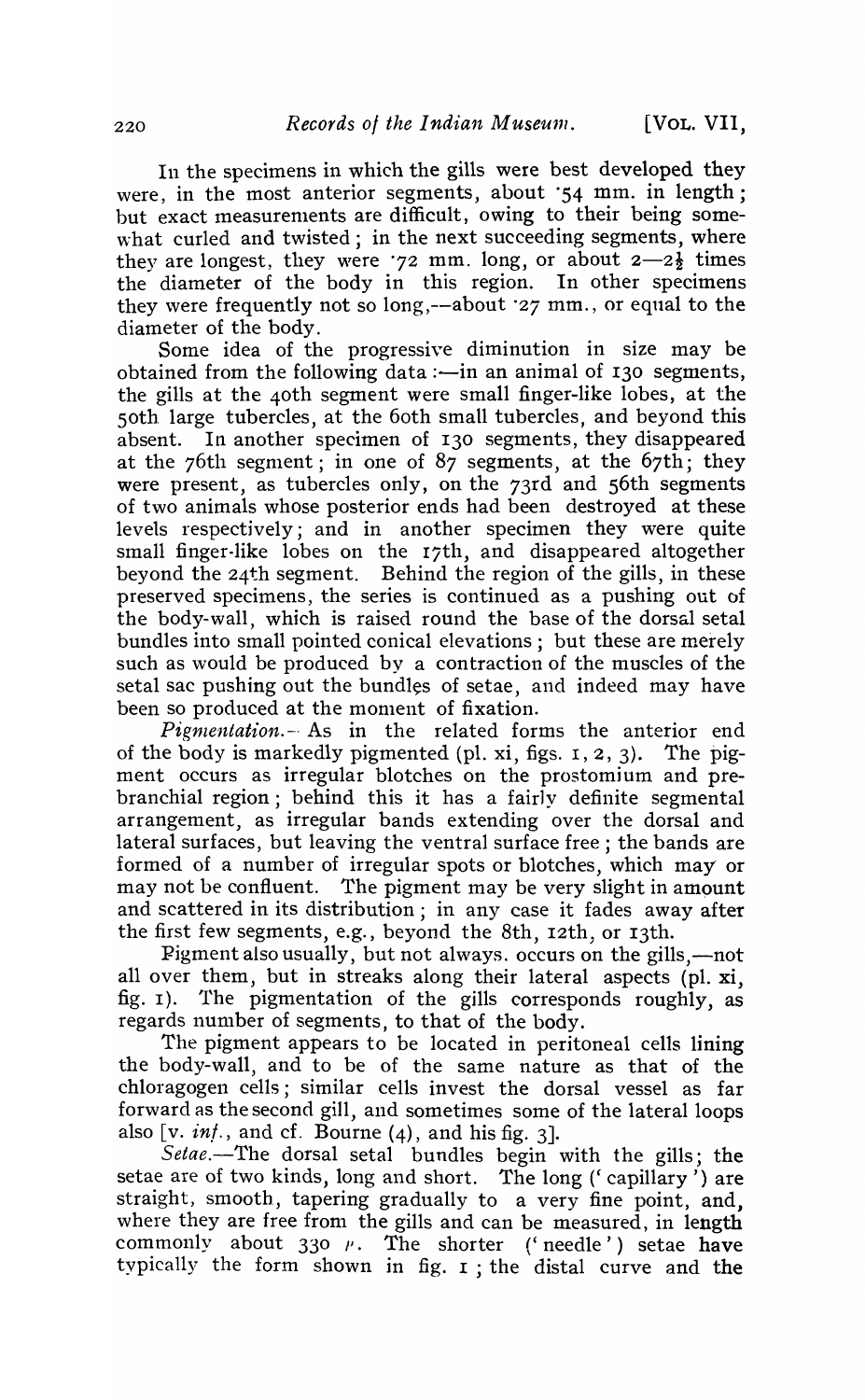In the specimens in which the gills were best developed they were, in the most anterior segments, about ·54 mm. in length; but exact measurements are difficult, owing to their being somewhat curled and twisted; in the next succeeding segments, where they are longest, they were ·72 mm. long, or about 2—2½ times the diameter of the body in this region. In other specimens they were frequently not so long,—about ·27 mm., or equal to the diameter of the body.

Some idea of the progressive diminution in size may be obtained from the following data:—in an animal of 130 segments, the gills at the 40th segment were small finger-like lobes, at the 50th large tubercles, at the 60th small tubercles, and beyond this absent. In another specimen of 130 segments, they disappeared at the 76th segment; in one of 87 segments, at the 67th; they were present, as tubercles only, on the 73rd and 56th segments of two animals whose posterior ends had been destroyed at these levels respectively; and in another specimen they were quite small finger-like lobes on the 17th, and disappeared altogether beyond the 24th segment. Behind the region of the gills, in these preserved specimens, the series is continued as a pushing out of the body-wall, which is raised round the base of the dorsal setal bundles into small pointed conical elevations; but these are merely such as would be produced by a contraction of the muscles of the setal sac pushing out the bundles of setae, and indeed may have been so produced at the moment of fixation.

*Pigmentation.*—As in the related forms the anterior end of the body is markedly pigmented (pl. xi, figs. 1, 2, 3). The pigment occurs as irregular blotches on the prostomium and prebranchial region; behind this it has a fairly definite segmental arrangement, as irregular bands extending over the dorsal and lateral surfaces, but leaving the ventral surface free; the bands are formed of a number of irregular spots or blotches, which may or may not be confluent. The pigment may be very slight in amount and scattered in its distribution; in any case it fades away after the first few segments, e.g., beyond the 8th, 12th, or 13th.

Pigment also usually, but not always, occurs on the gills,—not all over them, but in streaks along their lateral aspects (pl. xi, fig. 1). The pigmentation of the gills corresponds roughly, as regards number of segments, to that of the body.

The pigment appears to be located in peritoneal cells lining the body-wall, and to be of the same nature as that of the chloragogen cells; similar cells invest the dorsal vessel as far forward as the second gill, and sometimes some of the lateral loops also [v. *inf.*, and cf. Bourne (4), and his fig. 3].

*Setae.*—The dorsal setal bundles begin with the gills; the setae are of two kinds, long and short. The long ('capillary') are straight, smooth, tapering gradually to a very fine point, and, where they are free from the gills and can be measured, in length commonly about 330 μ. The shorter ('needle') setae have typically the form shown in fig. 1; the distal curve and the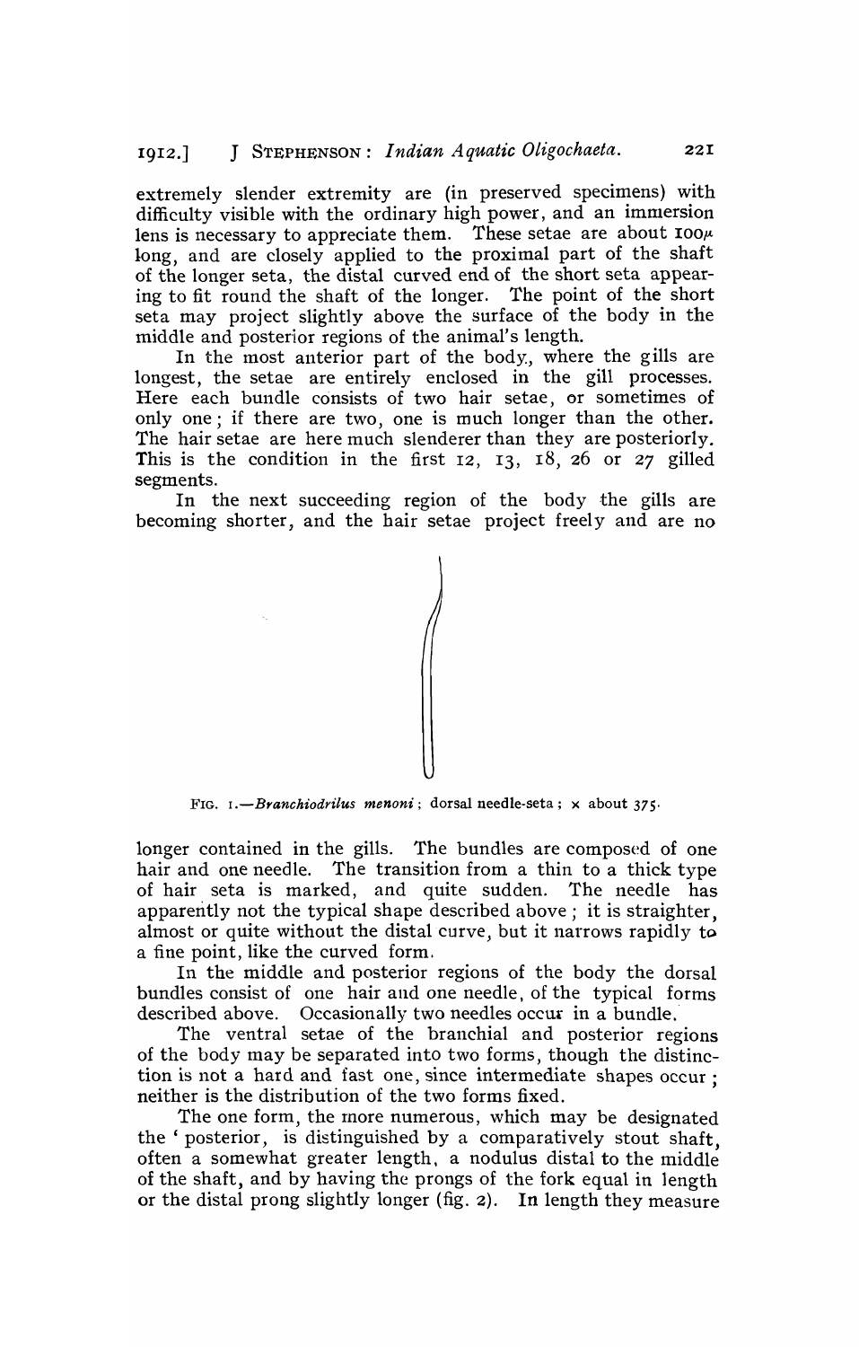extremely slender extremity are (in preserved specimens) with difficulty visible with the ordinary high power, and an immersion lens is necessary to appreciate them. These setae are about 100$\mu$ long, and are closely applied to the proximal part of the shaft of the longer seta, the distal curved end of the short seta appearing to fit round the shaft of the longer. The point of the short seta may project slightly above the surface of the body in the middle and posterior regions of the animal's length.

In the most anterior part of the body, where the gills are longest, the setae are entirely enclosed in the gill processes. Here each bundle consists of two hair setae, or sometimes of only one; if there are two, one is much longer than the other. The hair setae are here much slenderer than they are posteriorly. This is the condition in the first 12, 13, 18, 26 or 27 gilled segments.

In the next succeeding region of the body the gills are becoming shorter, and the hair setae project freely and are no

FIG. 1.—*Branchiodrilus menoni*; dorsal needle-seta; × about 375.

longer contained in the gills. The bundles are composed of one hair and one needle. The transition from a thin to a thick type of hair seta is marked, and quite sudden. The needle has apparently not the typical shape described above; it is straighter, almost or quite without the distal curve, but it narrows rapidly to a fine point, like the curved form.

In the middle and posterior regions of the body the dorsal bundles consist of one hair and one needle, of the typical forms described above. Occasionally two needles occur in a bundle.

The ventral setae of the branchial and posterior regions of the body may be separated into two forms, though the distinction is not a hard and fast one, since intermediate shapes occur; neither is the distribution of the two forms fixed.

The one form, the more numerous, which may be designated the 'posterior, is distinguished by a comparatively stout shaft, often a somewhat greater length, a nodulus distal to the middle of the shaft, and by having the prongs of the fork equal in length or the distal prong slightly longer (fig. 2). In length they measure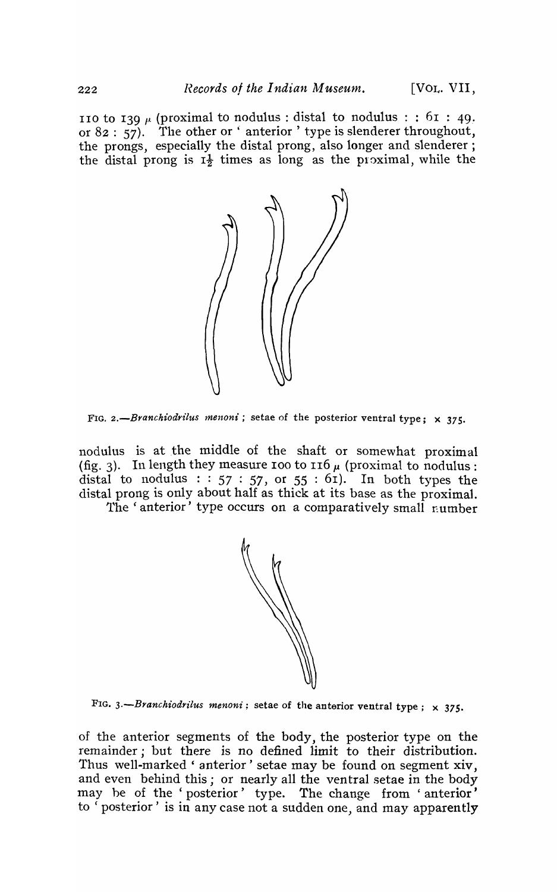110 to 139 $\mu$ (proximal to nodulus : distal to nodulus : : 61 : 49. or 82 : 57). The other or 'anterior' type is slenderer throughout, the prongs, especially the distal prong, also longer and slenderer; the distal prong is $1\frac{1}{2}$ times as long as the proximal, while the

FIG. 2.—*Branchiodrilus menoni*; setae of the posterior ventral type; × 375.

nodulus is at the middle of the shaft or somewhat proximal (fig. 3). In length they measure 100 to 116 $\mu$ (proximal to nodulus : distal to nodulus : : 57 : 57, or 55 : 61). In both types the distal prong is only about half as thick at its base as the proximal.

The 'anterior' type occurs on a comparatively small number

FIG. 3.—*Branchiodrilus menoni*; setae of the anterior ventral type; × 375.

of the anterior segments of the body, the posterior type on the remainder; but there is no defined limit to their distribution. Thus well-marked 'anterior' setae may be found on segment xiv, and even behind this; or nearly all the ventral setae in the body may be of the 'posterior' type. The change from 'anterior' to 'posterior' is in any case not a sudden one, and may apparently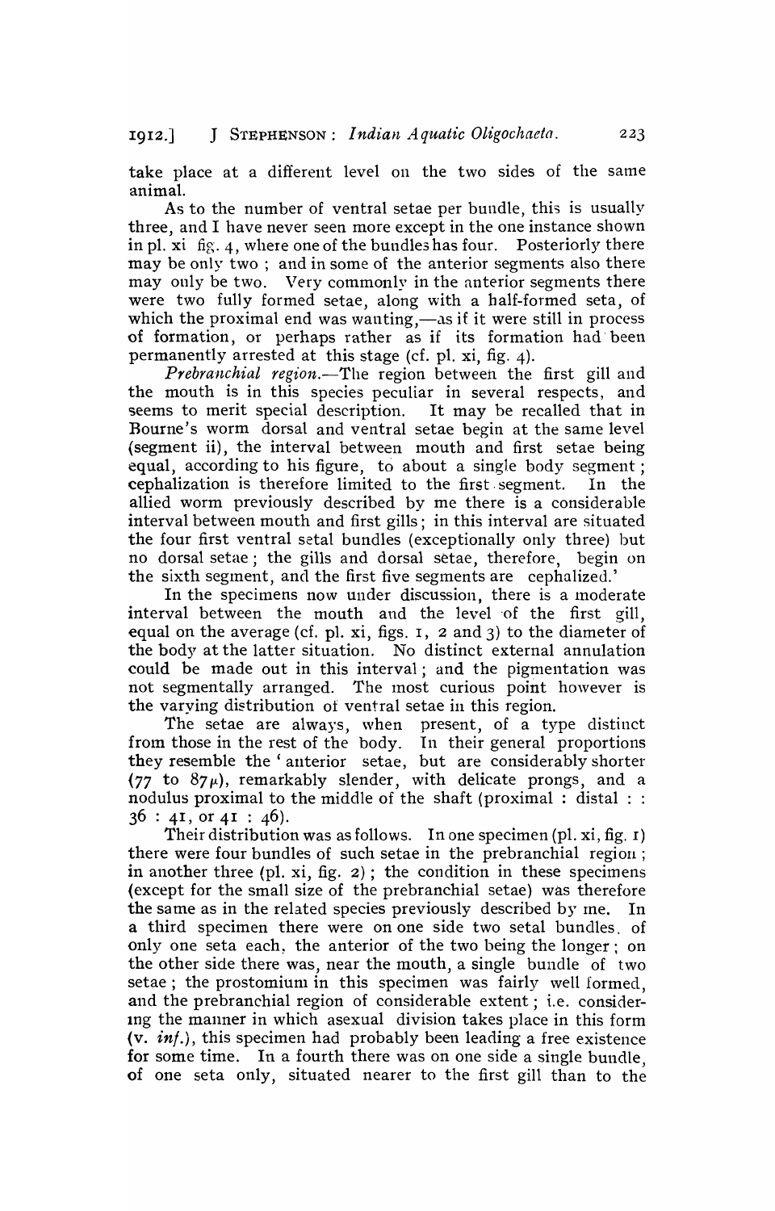take place at a different level on the two sides of the same animal.

As to the number of ventral setae per bundle, this is usually three, and I have never seen more except in the one instance shown in pl. xi fig. 4, where one of the bundles has four. Posteriorly there may be only two; and in some of the anterior segments also there may only be two. Very commonly in the anterior segments there were two fully formed setae, along with a half-formed seta, of which the proximal end was wanting,—as if it were still in process of formation, or perhaps rather as if its formation had been permanently arrested at this stage (cf. pl. xi, fig. 4).

*Prebranchial region.*—The region between the first gill and the mouth is in this species peculiar in several respects, and seems to merit special description. It may be recalled that in Bourne's worm dorsal and ventral setae begin at the same level (segment ii), the interval between mouth and first setae being equal, according to his figure, to about a single body segment; cephalization is therefore limited to the first segment. In the allied worm previously described by me there is a considerable interval between mouth and first gills; in this interval are situated the four first ventral setal bundles (exceptionally only three) but no dorsal setae; the gills and dorsal setae, therefore, begin on the sixth segment, and the first five segments are cephalized.'

In the specimens now under discussion, there is a moderate interval between the mouth and the level of the first gill, equal on the average (cf. pl. xi, figs. 1, 2 and 3) to the diameter of the body at the latter situation. No distinct external annulation could be made out in this interval; and the pigmentation was not segmentally arranged. The most curious point however is the varying distribution of ventral setae in this region.

The setae are always, when present, of a type distinct from those in the rest of the body. In their general proportions they resemble the 'anterior setae, but are considerably shorter (77 to $87\mu$), remarkably slender, with delicate prongs, and a nodulus proximal to the middle of the shaft (proximal : distal : : 36 : 41, or 41 : 46).

Their distribution was as follows. In one specimen (pl. xi, fig. 1) there were four bundles of such setae in the prebranchial region; in another three (pl. xi, fig. 2); the condition in these specimens (except for the small size of the prebranchial setae) was therefore the same as in the related species previously described by me. In a third specimen there were on one side two setal bundles of only one seta each, the anterior of the two being the longer; on the other side there was, near the mouth, a single bundle of two setae; the prostomium in this specimen was fairly well formed, and the prebranchial region of considerable extent; i.e. considering the manner in which asexual division takes place in this form (v. *inf.*), this specimen had probably been leading a free existence for some time. In a fourth there was on one side a single bundle, of one seta only, situated nearer to the first gill than to the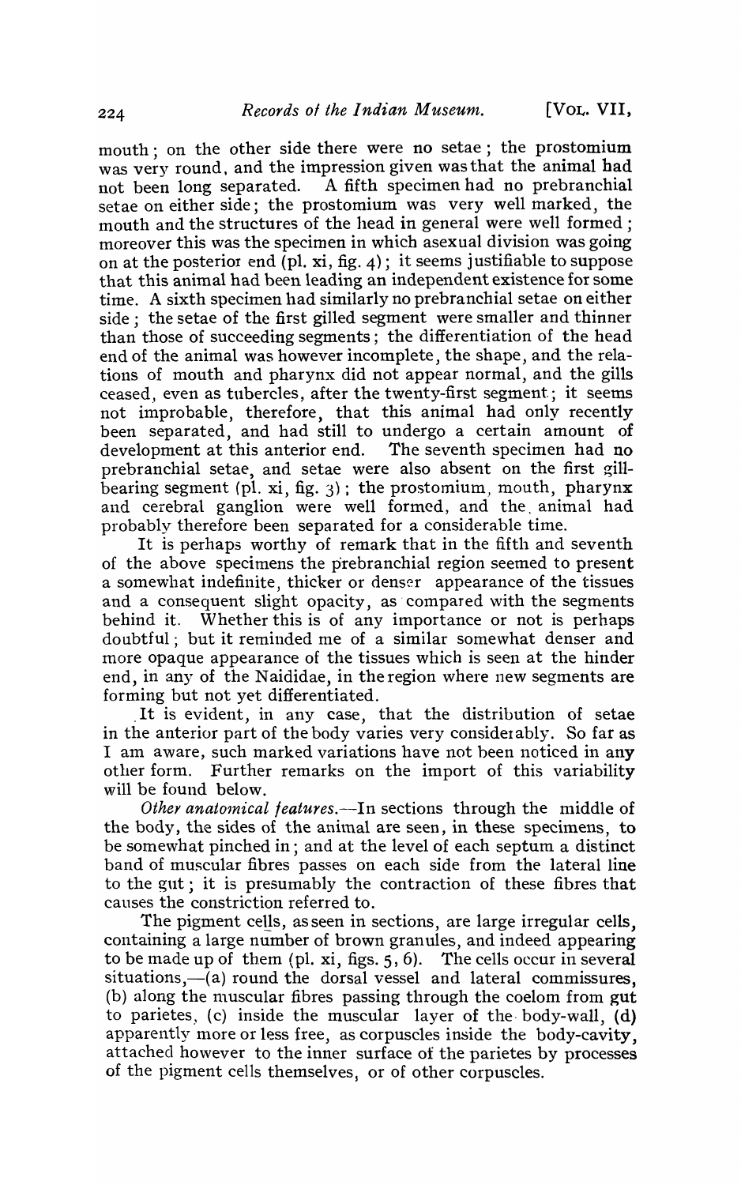mouth; on the other side there were no setae; the prostomium was very round, and the impression given was that the animal had not been long separated. A fifth specimen had no prebranchial setae on either side; the prostomium was very well marked, the mouth and the structures of the head in general were well formed; moreover this was the specimen in which asexual division was going on at the posterior end (pl. xi, fig. 4); it seems justifiable to suppose that this animal had been leading an independent existence for some time. A sixth specimen had similarly no prebranchial setae on either side; the setae of the first gilled segment were smaller and thinner than those of succeeding segments; the differentiation of the head end of the animal was however incomplete, the shape, and the relations of mouth and pharynx did not appear normal, and the gills ceased, even as tubercles, after the twenty-first segment; it seems not improbable, therefore, that this animal had only recently been separated, and had still to undergo a certain amount of development at this anterior end. The seventh specimen had no prebranchial setae, and setae were also absent on the first gill-bearing segment (pl. xi, fig. 3); the prostomium, mouth, pharynx and cerebral ganglion were well formed, and the animal had probably therefore been separated for a considerable time.

It is perhaps worthy of remark that in the fifth and seventh of the above specimens the prebranchial region seemed to present a somewhat indefinite, thicker or denser appearance of the tissues and a consequent slight opacity, as compared with the segments behind it. Whether this is of any importance or not is perhaps doubtful; but it reminded me of a similar somewhat denser and more opaque appearance of the tissues which is seen at the hinder end, in any of the Naididae, in the region where new segments are forming but not yet differentiated.

It is evident, in any case, that the distribution of setae in the anterior part of the body varies very considerably. So far as I am aware, such marked variations have not been noticed in any other form. Further remarks on the import of this variability will be found below.

*Other anatomical features.*—In sections through the middle of the body, the sides of the animal are seen, in these specimens, to be somewhat pinched in; and at the level of each septum a distinct band of muscular fibres passes on each side from the lateral line to the gut; it is presumably the contraction of these fibres that causes the constriction referred to.

The pigment cells, as seen in sections, are large irregular cells, containing a large number of brown granules, and indeed appearing to be made up of them (pl. xi, figs. 5, 6). The cells occur in several situations,—(a) round the dorsal vessel and lateral commissures, (b) along the muscular fibres passing through the coelom from gut to parietes, (c) inside the muscular layer of the body-wall, (d) apparently more or less free, as corpuscles inside the body-cavity, attached however to the inner surface of the parietes by processes of the pigment cells themselves, or of other corpuscles.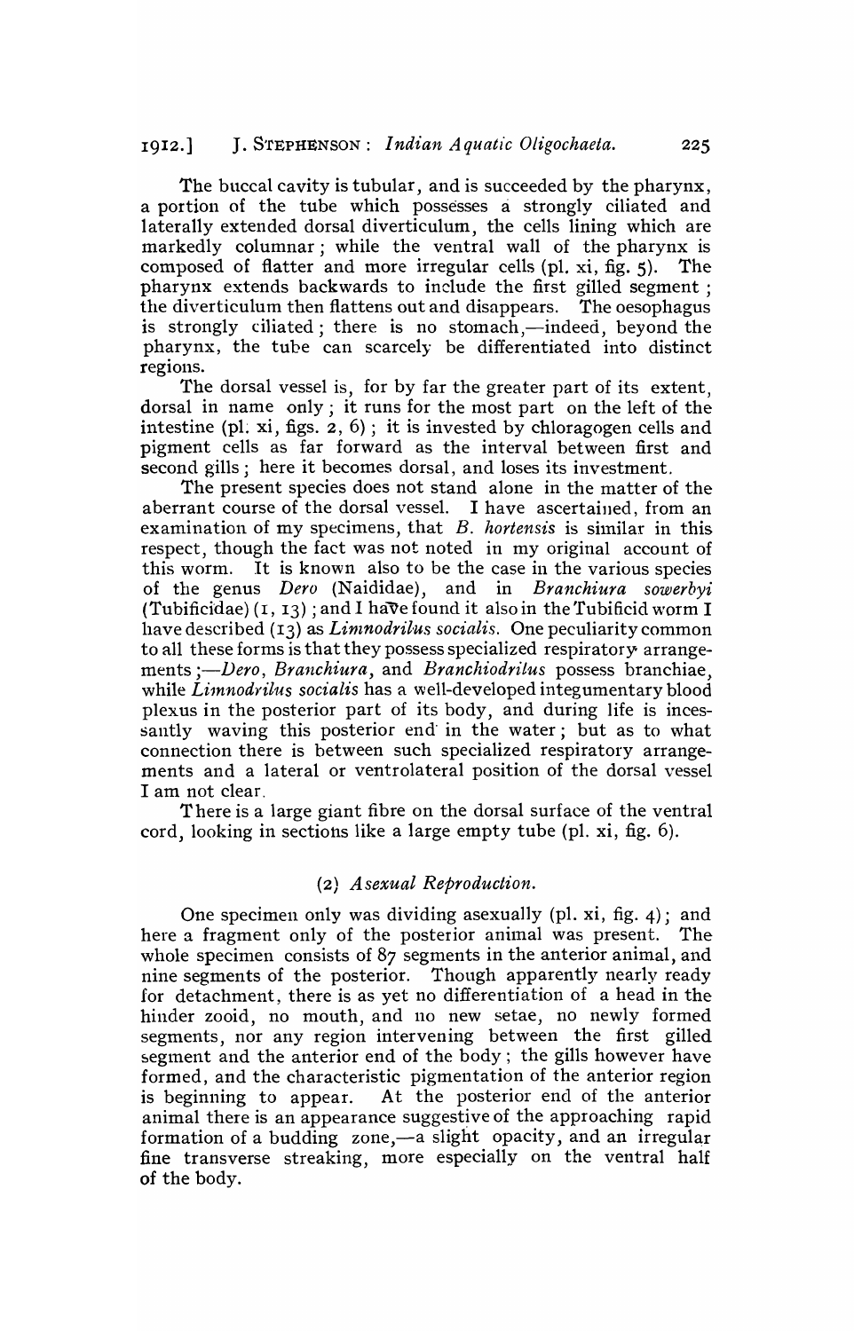The buccal cavity is tubular, and is succeeded by the pharynx, a portion of the tube which possesses a strongly ciliated and laterally extended dorsal diverticulum, the cells lining which are markedly columnar; while the ventral wall of the pharynx is composed of flatter and more irregular cells (pl. xi, fig. 5). The pharynx extends backwards to include the first gilled segment; the diverticulum then flattens out and disappears. The oesophagus is strongly ciliated; there is no stomach,—indeed, beyond the pharynx, the tube can scarcely be differentiated into distinct regions.

The dorsal vessel is, for by far the greater part of its extent, dorsal in name only; it runs for the most part on the left of the intestine (pl. xi, figs. 2, 6); it is invested by chloragogen cells and pigment cells as far forward as the interval between first and second gills; here it becomes dorsal, and loses its investment.

The present species does not stand alone in the matter of the aberrant course of the dorsal vessel. I have ascertained, from an examination of my specimens, that *B. hortensis* is similar in this respect, though the fact was not noted in my original account of this worm. It is known also to be the case in the various species of the genus *Dero* (Naididae), and in *Branchiura sowerbyi* (Tubificidae) (1, 13); and I have found it also in the Tubificid worm I have described (13) as *Limnodrilus socialis*. One peculiarity common to all these forms is that they possess specialized respiratory arrangements;—*Dero*, *Branchiura*, and *Branchiodrilus* possess branchiae, while *Limnodrilus socialis* has a well-developed integumentary blood plexus in the posterior part of its body, and during life is incessantly waving this posterior end in the water; but as to what connection there is between such specialized respiratory arrangements and a lateral or ventrolateral position of the dorsal vessel I am not clear.

There is a large giant fibre on the dorsal surface of the ventral cord, looking in sections like a large empty tube (pl. xi, fig. 6).

## (2) *Asexual Reproduction.*

One specimen only was dividing asexually (pl. xi, fig. 4); and here a fragment only of the posterior animal was present. The whole specimen consists of 87 segments in the anterior animal, and nine segments of the posterior. Though apparently nearly ready for detachment, there is as yet no differentiation of a head in the hinder zooid, no mouth, and no new setae, no newly formed segments, nor any region intervening between the first gilled segment and the anterior end of the body; the gills however have formed, and the characteristic pigmentation of the anterior region is beginning to appear. At the posterior end of the anterior animal there is an appearance suggestive of the approaching rapid formation of a budding zone,—a slight opacity, and an irregular fine transverse streaking, more especially on the ventral half of the body.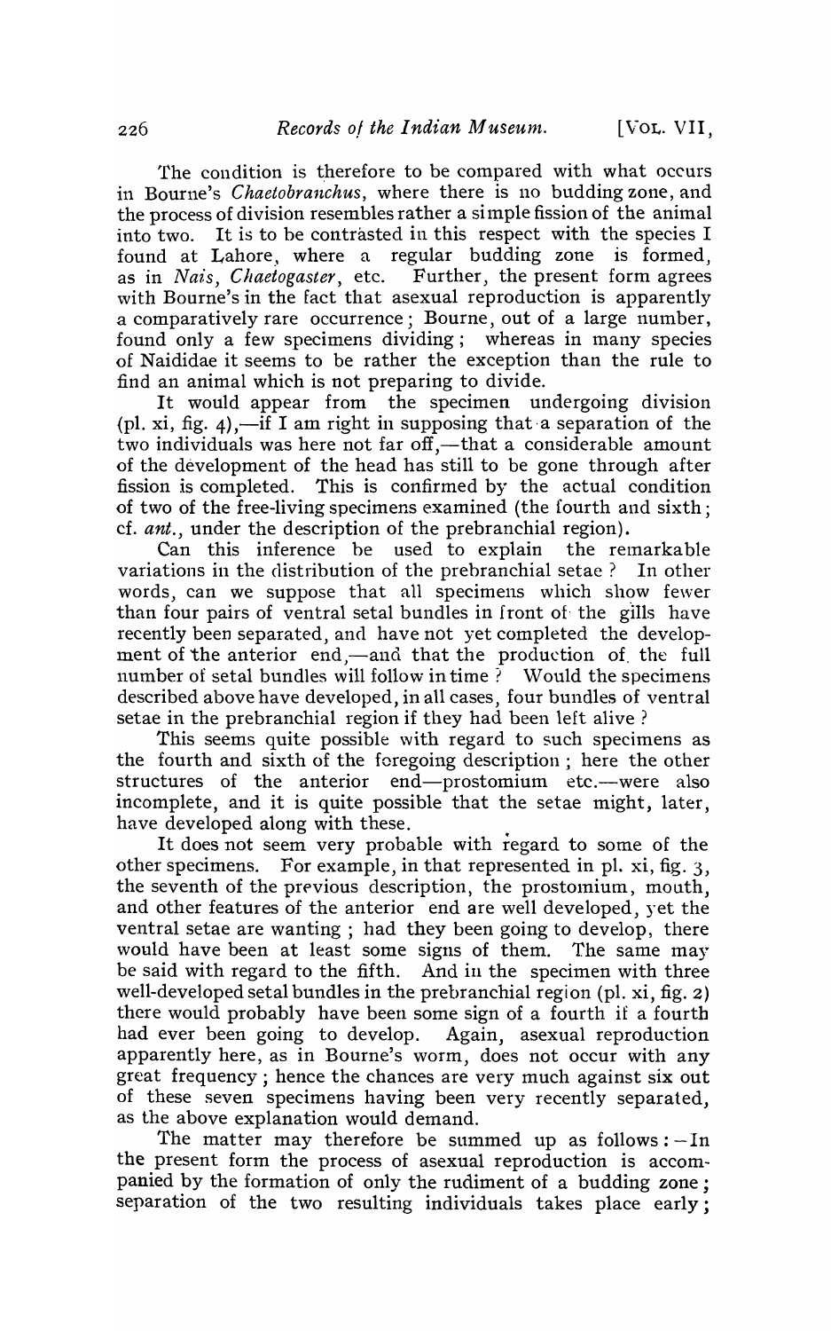The condition is therefore to be compared with what occurs in Bourne's *Chaetobranchus*, where there is no budding zone, and the process of division resembles rather a simple fission of the animal into two. It is to be contrasted in this respect with the species I found at Lahore, where a regular budding zone is formed, as in *Nais*, *Chaetogaster*, etc. Further, the present form agrees with Bourne's in the fact that asexual reproduction is apparently a comparatively rare occurrence; Bourne, out of a large number, found only a few specimens dividing; whereas in many species of Naididae it seems to be rather the exception than the rule to find an animal which is not preparing to divide.

It would appear from the specimen undergoing division (pl. xi, fig. 4),—if I am right in supposing that a separation of the two individuals was here not far off,—that a considerable amount of the development of the head has still to be gone through after fission is completed. This is confirmed by the actual condition of two of the free-living specimens examined (the fourth and sixth; cf. *ant.*, under the description of the prebranchial region).

Can this inference be used to explain the remarkable variations in the distribution of the prebranchial setae? In other words, can we suppose that all specimens which show fewer than four pairs of ventral setal bundles in front of the gills have recently been separated, and have not yet completed the development of the anterior end,—and that the production of the full number of setal bundles will follow in time? Would the specimens described above have developed, in all cases, four bundles of ventral setae in the prebranchial region if they had been left alive?

This seems quite possible with regard to such specimens as the fourth and sixth of the foregoing description; here the other structures of the anterior end—prostomium etc.—were also incomplete, and it is quite possible that the setae might, later, have developed along with these.

It does not seem very probable with regard to some of the other specimens. For example, in that represented in pl. xi, fig. 3, the seventh of the previous description, the prostomium, mouth, and other features of the anterior end are well developed, yet the ventral setae are wanting; had they been going to develop, there would have been at least some signs of them. The same may be said with regard to the fifth. And in the specimen with three well-developed setal bundles in the prebranchial region (pl. xi, fig. 2) there would probably have been some sign of a fourth if a fourth had ever been going to develop. Again, asexual reproduction apparently here, as in Bourne's worm, does not occur with any great frequency; hence the chances are very much against six out of these seven specimens having been very recently separated, as the above explanation would demand.

The matter may therefore be summed up as follows:—In the present form the process of asexual reproduction is accompanied by the formation of only the rudiment of a budding zone; separation of the two resulting individuals takes place early;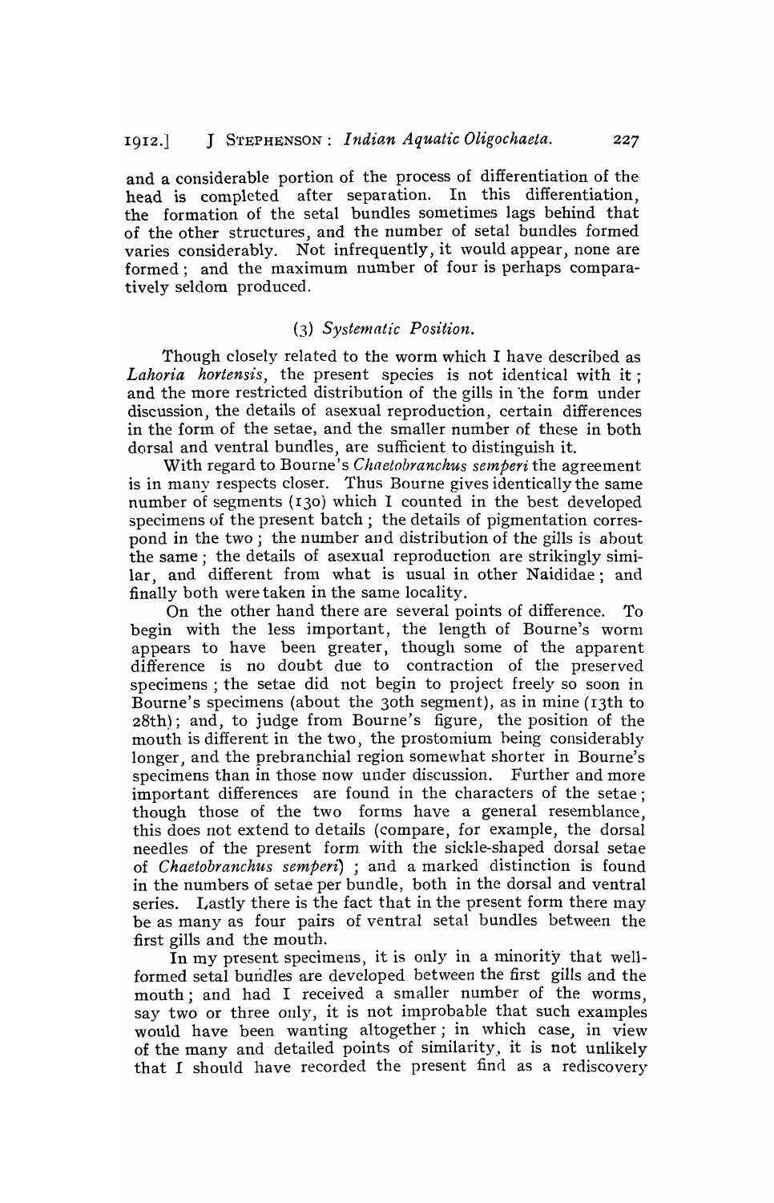and a considerable portion of the process of differentiation of the head is completed after separation. In this differentiation, the formation of the setal bundles sometimes lags behind that of the other structures, and the number of setal bundles formed varies considerably. Not infrequently, it would appear, none are formed; and the maximum number of four is perhaps comparatively seldom produced.

### (3) *Systematic Position.*

Though closely related to the worm which I have described as *Lahoria hortensis*, the present species is not identical with it; and the more restricted distribution of the gills in the form under discussion, the details of asexual reproduction, certain differences in the form of the setae, and the smaller number of these in both dorsal and ventral bundles, are sufficient to distinguish it.

With regard to Bourne's *Chaetobranchus semperi* the agreement is in many respects closer. Thus Bourne gives identically the same number of segments (130) which I counted in the best developed specimens of the present batch; the details of pigmentation correspond in the two; the number and distribution of the gills is about the same; the details of asexual reproduction are strikingly similar, and different from what is usual in other Naididae; and finally both were taken in the same locality.

On the other hand there are several points of difference. To begin with the less important, the length of Bourne's worm appears to have been greater, though some of the apparent difference is no doubt due to contraction of the preserved specimens; the setae did not begin to project freely so soon in Bourne's specimens (about the 30th segment), as in mine (13th to 28th); and, to judge from Bourne's figure, the position of the mouth is different in the two, the prostomium being considerably longer, and the prebranchial region somewhat shorter in Bourne's specimens than in those now under discussion. Further and more important differences are found in the characters of the setae; though those of the two forms have a general resemblance, this does not extend to details (compare, for example, the dorsal needles of the present form with the sickle-shaped dorsal setae of *Chaetobranchus semperi*); and a marked distinction is found in the numbers of setae per bundle, both in the dorsal and ventral series. Lastly there is the fact that in the present form there may be as many as four pairs of ventral setal bundles between the first gills and the mouth.

In my present specimens, it is only in a minority that well-formed setal bundles are developed between the first gills and the mouth; and had I received a smaller number of the worms, say two or three only, it is not improbable that such examples would have been wanting altogether; in which case, in view of the many and detailed points of similarity, it is not unlikely that I should have recorded the present find as a rediscovery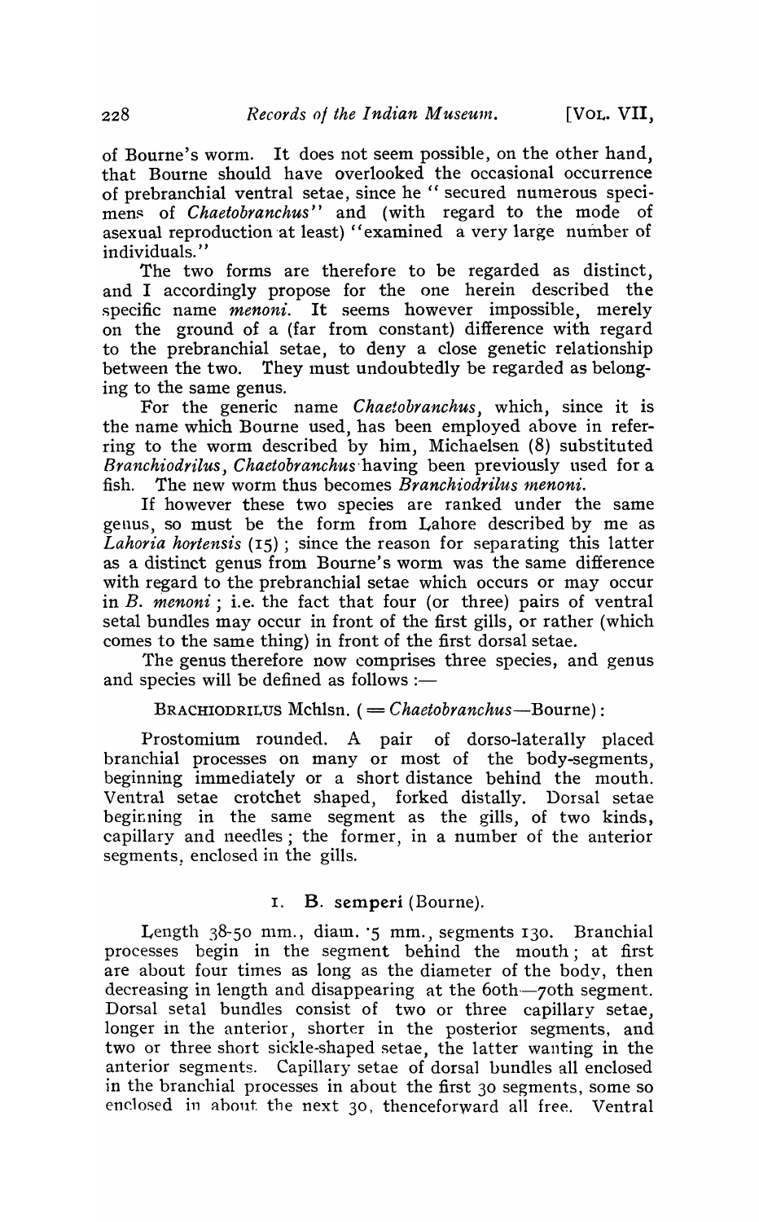of Bourne's worm. It does not seem possible, on the other hand, that Bourne should have overlooked the occasional occurrence of prebranchial ventral setae, since he "secured numerous specimens of *Chaetobranchus*" and (with regard to the mode of asexual reproduction at least) "examined a very large number of individuals."

The two forms are therefore to be regarded as distinct, and I accordingly propose for the one herein described the specific name *menoni*. It seems however impossible, merely on the ground of a (far from constant) difference with regard to the prebranchial setae, to deny a close genetic relationship between the two. They must undoubtedly be regarded as belonging to the same genus.

For the generic name *Chaetobranchus*, which, since it is the name which Bourne used, has been employed above in referring to the worm described by him, Michaelsen (8) substituted *Branchiodrilus*, *Chaetobranchus* having been previously used for a fish. The new worm thus becomes *Branchiodrilus menoni*.

If however these two species are ranked under the same genus, so must be the form from Lahore described by me as *Lahoria hortensis* (15); since the reason for separating this latter as a distinct genus from Bourne's worm was the same difference with regard to the prebranchial setae which occurs or may occur in *B. menoni*; i.e. the fact that four (or three) pairs of ventral setal bundles may occur in front of the first gills, or rather (which comes to the same thing) in front of the first dorsal setae.

The genus therefore now comprises three species, and genus and species will be defined as follows :—

BRACHIODRILUS Mchlsn. (= *Chaetobranchus*—Bourne):

Prostomium rounded. A pair of dorso-laterally placed branchial processes on many or most of the body-segments, beginning immediately or a short distance behind the mouth. Ventral setae crotchet shaped, forked distally. Dorsal setae beginning in the same segment as the gills, of two kinds, capillary and needles; the former, in a number of the anterior segments, enclosed in the gills.

### 1. B. semperi (Bourne).

Length 38-50 mm., diam. ·5 mm., segments 130. Branchial processes begin in the segment behind the mouth; at first are about four times as long as the diameter of the body, then decreasing in length and disappearing at the 60th—70th segment. Dorsal setal bundles consist of two or three capillary setae, longer in the anterior, shorter in the posterior segments, and two or three short sickle-shaped setae, the latter wanting in the anterior segments. Capillary setae of dorsal bundles all enclosed in the branchial processes in about the first 30 segments, some so enclosed in about the next 30, thenceforward all free. Ventral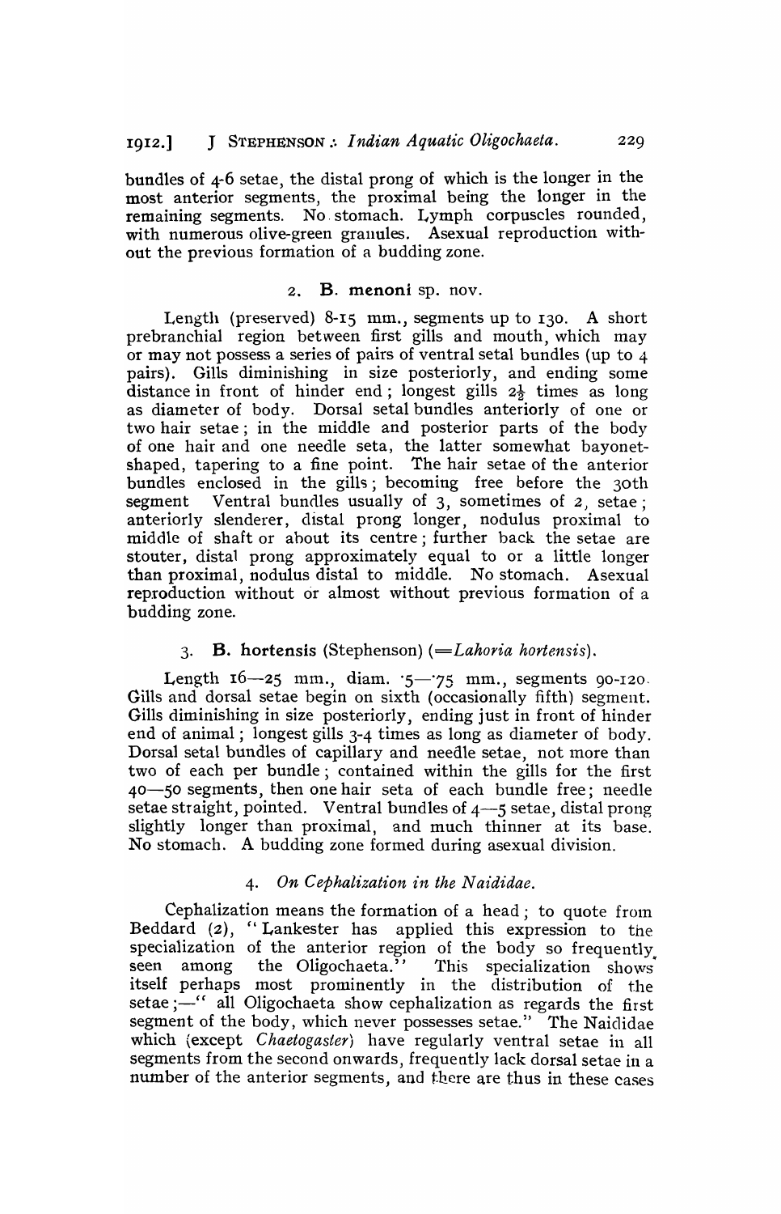bundles of 4-6 setae, the distal prong of which is the longer in the most anterior segments, the proximal being the longer in the remaining segments. No stomach. Lymph corpuscles rounded, with numerous olive-green granules. Asexual reproduction without the previous formation of a budding zone.

### 2. **B. menoni** sp. nov.

Length (preserved) 8-15 mm., segments up to 130. A short prebranchial region between first gills and mouth, which may or may not possess a series of pairs of ventral setal bundles (up to 4 pairs). Gills diminishing in size posteriorly, and ending some distance in front of hinder end; longest gills $2\frac{1}{2}$ times as long as diameter of body. Dorsal setal bundles anteriorly of one or two hair setae; in the middle and posterior parts of the body of one hair and one needle seta, the latter somewhat bayonet-shaped, tapering to a fine point. The hair setae of the anterior bundles enclosed in the gills; becoming free before the 30th segment Ventral bundles usually of 3, sometimes of 2, setae; anteriorly slenderer, distal prong longer, nodulus proximal to middle of shaft or about its centre; further back the setae are stouter, distal prong approximately equal to or a little longer than proximal, nodulus distal to middle. No stomach. Asexual reproduction without or almost without previous formation of a budding zone.

### 3. **B. hortensis** (Stephenson) (=*Lahoria hortensis*).

Length 16—25 mm., diam. ·5—·75 mm., segments 90-120. Gills and dorsal setae begin on sixth (occasionally fifth) segment. Gills diminishing in size posteriorly, ending just in front of hinder end of animal; longest gills 3-4 times as long as diameter of body. Dorsal setal bundles of capillary and needle setae, not more than two of each per bundle; contained within the gills for the first 40—50 segments, then one hair seta of each bundle free; needle setae straight, pointed. Ventral bundles of 4—5 setae, distal prong slightly longer than proximal, and much thinner at its base. No stomach. A budding zone formed during asexual division.

## 4. *On Cephalization in the Naididae.*

Cephalization means the formation of a head; to quote from Beddard (2), "Lankester has applied this expression to the specialization of the anterior region of the body so frequently seen among the Oligochaeta." This specialization shows itself perhaps most prominently in the distribution of the setae;—"all Oligochaeta show cephalization as regards the first segment of the body, which never possesses setae." The Naididae which (except *Chaetogaster*) have regularly ventral setae in all segments from the second onwards, frequently lack dorsal setae in a number of the anterior segments, and there are thus in these cases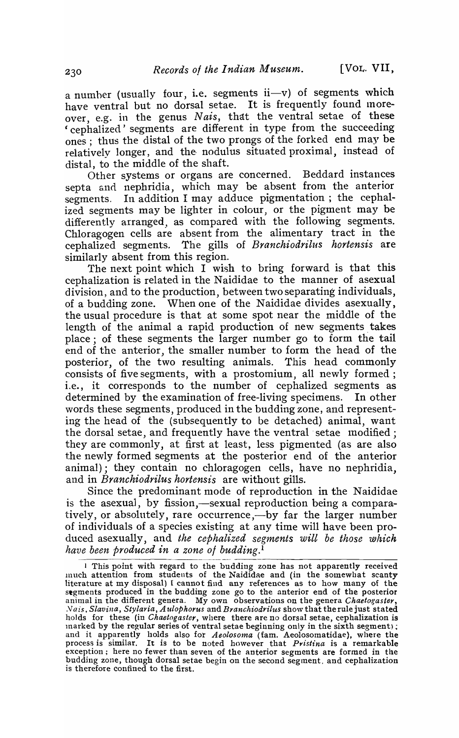a number (usually four, i.e. segments ii—v) of segments which have ventral but no dorsal setae. It is frequently found moreover, e.g. in the genus *Nais*, that the ventral setae of these 'cephalized' segments are different in type from the succeeding ones; thus the distal of the two prongs of the forked end may be relatively longer, and the nodulus situated proximal, instead of distal, to the middle of the shaft.

Other systems or organs are concerned. Beddard instances septa and nephridia, which may be absent from the anterior segments. In addition I may adduce pigmentation; the cephalized segments may be lighter in colour, or the pigment may be differently arranged, as compared with the following segments. Chloragogen cells are absent from the alimentary tract in the cephalized segments. The gills of *Branchiodrilus hortensis* are similarly absent from this region.

The next point which I wish to bring forward is that this cephalization is related in the Naididae to the manner of asexual division, and to the production, between two separating individuals, of a budding zone. When one of the Naididae divides asexually, the usual procedure is that at some spot near the middle of the length of the animal a rapid production of new segments takes place; of these segments the larger number go to form the tail end of the anterior, the smaller number to form the head of the posterior, of the two resulting animals. This head commonly consists of five segments, with a prostomium, all newly formed; i.e., it corresponds to the number of cephalized segments as determined by the examination of free-living specimens. In other words these segments, produced in the budding zone, and representing the head of the (subsequently to be detached) animal, want the dorsal setae, and frequently have the ventral setae modified; they are commonly, at first at least, less pigmented (as are also the newly formed segments at the posterior end of the anterior animal); they contain no chloragogen cells, have no nephridia, and in *Branchiodrilus hortensis* are without gills.

Since the predominant mode of reproduction in the Naididae is the asexual, by fission,—sexual reproduction being a comparatively, or absolutely, rare occurrence,—by far the larger number of individuals of a species existing at any time will have been produced asexually, and *the cephalized segments will be those which have been produced in a zone of budding*.[1]

[1] This point with regard to the budding zone has not apparently received much attention from students of the Naididae and (in the somewhat scanty literature at my disposal) I cannot find any references as to how many of the segments produced in the budding zone go to the anterior end of the posterior animal in the different genera. My own observations on the genera *Chaetogaster*, *Nais*, *Slavina*, *Stylaria*, *Aulophorus* and *Branchiodrilus* show that the rule just stated holds for these (in *Chaetogaster*, where there are no dorsal setae, cephalization is marked by the regular series of ventral setae beginning only in the sixth segment); and it apparently holds also for *Aeolosoma* (fam. Aeolosomatidae), where the process is similar. It is to be noted however that *Pristina* is a remarkable exception; here no fewer than seven of the anterior segments are formed in the budding zone, though dorsal setae begin on the second segment, and cephalization is therefore confined to the first.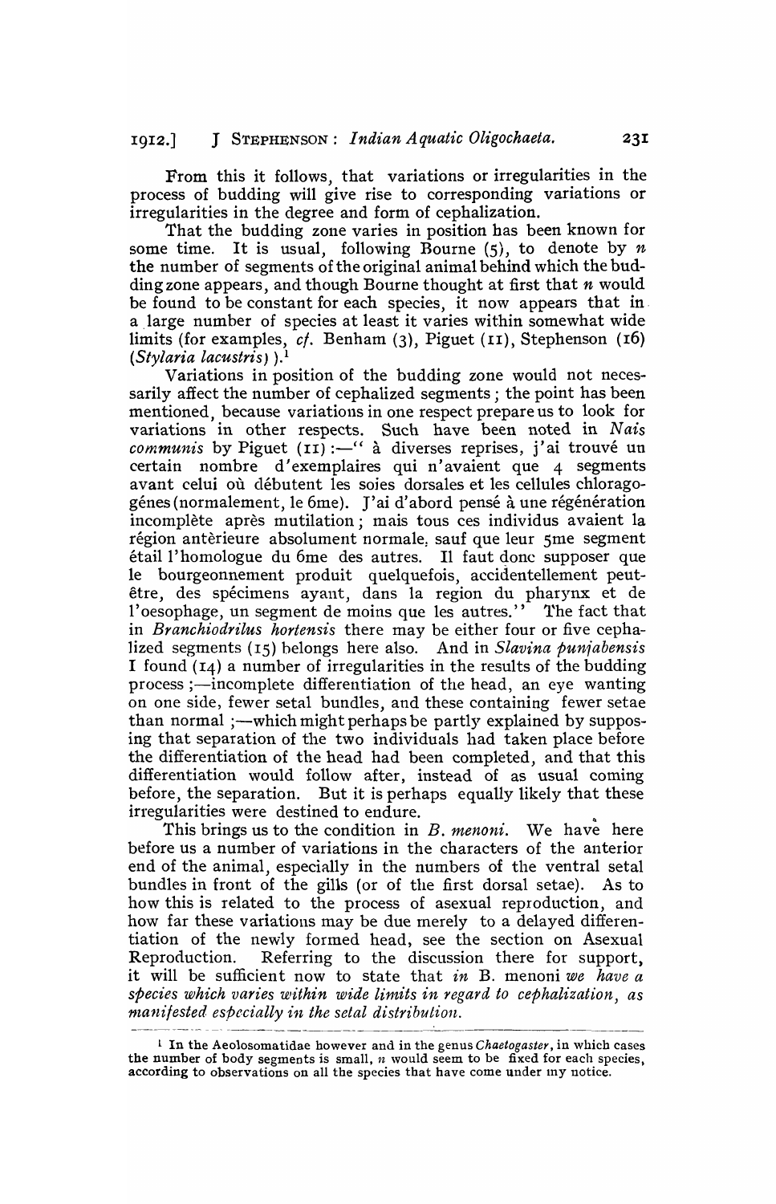From this it follows, that variations or irregularities in the process of budding will give rise to corresponding variations or irregularities in the degree and form of cephalization.

That the budding zone varies in position has been known for some time. It is usual, following Bourne (5), to denote by *n* the number of segments of the original animal behind which the budding zone appears, and though Bourne thought at first that *n* would be found to be constant for each species, it now appears that in a large number of species at least it varies within somewhat wide limits (for examples, *cf.* Benham (3), Piguet (11), Stephenson (16) (*Stylaria lacustris*) ).[1]

Variations in position of the budding zone would not necessarily affect the number of cephalized segments; the point has been mentioned, because variations in one respect prepare us to look for variations in other respects. Such have been noted in *Nais communis* by Piguet (11) :—" à diverses reprises, j'ai trouvé un certain nombre d'exemplaires qui n'avaient que 4 segments avant celui où débutent les soies dorsales et les cellules chloragogénes (normalement, le 6me). J'ai d'abord pensé à une régénération incomplète après mutilation; mais tous ces individus avaient la région antèrieure absolument normale, sauf que leur 5me segment étail l'homologue du 6me des autres. Il faut donc supposer que le bourgeonnement produit quelquefois, accidentellement peut-être, des spécimens ayant, dans la region du pharynx et de l'oesophage, un segment de moins que les autres." The fact that in *Branchiodrilus hortensis* there may be either four or five cephalized segments (15) belongs here also. And in *Slavina punjabensis* I found (14) a number of irregularities in the results of the budding process;—incomplete differentiation of the head, an eye wanting on one side, fewer setal bundles, and these containing fewer setae than normal;—which might perhaps be partly explained by supposing that separation of the two individuals had taken place before the differentiation of the head had been completed, and that this differentiation would follow after, instead of as usual coming before, the separation. But it is perhaps equally likely that these irregularities were destined to endure.

This brings us to the condition in *B. menoni*. We have here before us a number of variations in the characters of the anterior end of the animal, especially in the numbers of the ventral setal bundles in front of the gills (or of the first dorsal setae). As to how this is related to the process of asexual reproduction, and how far these variations may be due merely to a delayed differentiation of the newly formed head, see the section on Asexual Reproduction. Referring to the discussion there for support, it will be sufficient now to state that *in* B. menoni *we have a species which varies within wide limits in regard to cephalization, as manifested especially in the setal distribution.*

[1] In the Aeolosomatidae however and in the genus *Chaetogaster*, in which cases the number of body segments is small, *n* would seem to be fixed for each species, according to observations on all the species that have come under my notice.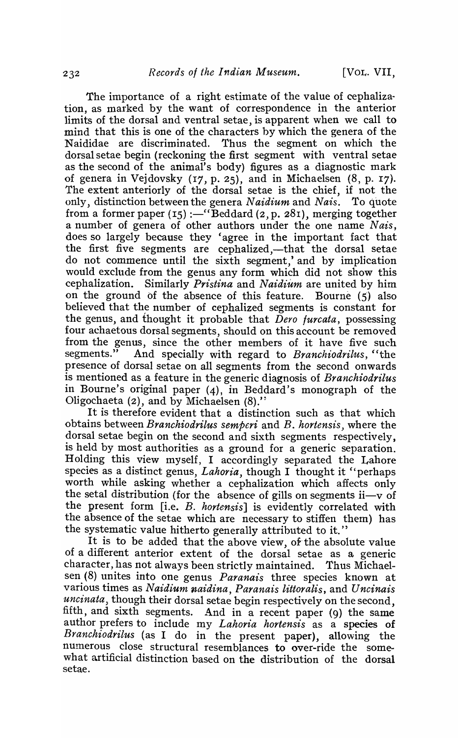The importance of a right estimate of the value of cephalization, as marked by the want of correspondence in the anterior limits of the dorsal and ventral setae, is apparent when we call to mind that this is one of the characters by which the genera of the Naididae are discriminated. Thus the segment on which the dorsal setae begin (reckoning the first segment with ventral setae as the second of the animal's body) figures as a diagnostic mark of genera in Vejdovsky (17, p. 25), and in Michaelsen (8, p. 17). The extent anteriorly of the dorsal setae is the chief, if not the only, distinction between the genera *Naidium* and *Nais*. To quote from a former paper (15) :—"Beddard (2, p. 281), merging together a number of genera of other authors under the one name *Nais*, does so largely because they 'agree in the important fact that the first five segments are cephalized,—that the dorsal setae do not commence until the sixth segment,' and by implication would exclude from the genus any form which did not show this cephalization. Similarly *Pristina* and *Naidium* are united by him on the ground of the absence of this feature. Bourne (5) also believed that the number of cephalized segments is constant for the genus, and thought it probable that *Dero furcata*, possessing four achaetous dorsal segments, should on this account be removed from the genus, since the other members of it have five such segments." And specially with regard to *Branchiodrilus*, "the presence of dorsal setae on all segments from the second onwards is mentioned as a feature in the generic diagnosis of *Branchiodrilus* in Bourne's original paper (4), in Beddard's monograph of the Oligochaeta (2), and by Michaelsen (8)."

It is therefore evident that a distinction such as that which obtains between *Branchiodrilus semperi* and *B. hortensis*, where the dorsal setae begin on the second and sixth segments respectively, is held by most authorities as a ground for a generic separation. Holding this view myself, I accordingly separated the Lahore species as a distinct genus, *Lahoria*, though I thought it "perhaps worth while asking whether a cephalization which affects only the setal distribution (for the absence of gills on segments ii—v of the present form [i.e. *B. hortensis*] is evidently correlated with the absence of the setae which are necessary to stiffen them) has the systematic value hitherto generally attributed to it."

It is to be added that the above view, of the absolute value of a different anterior extent of the dorsal setae as a generic character, has not always been strictly maintained. Thus Michaelsen (8) unites into one genus *Paranais* three species known at various times as *Naidium naidina*, *Paranais littoralis*, and *Uncinais uncinata*, though their dorsal setae begin respectively on the second, fifth, and sixth segments. And in a recent paper (9) the same author prefers to include my *Lahoria hortensis* as a species of *Branchiodrilus* (as I do in the present paper), allowing the numerous close structural resemblances to over-ride the somewhat artificial distinction based on the distribution of the dorsal setae.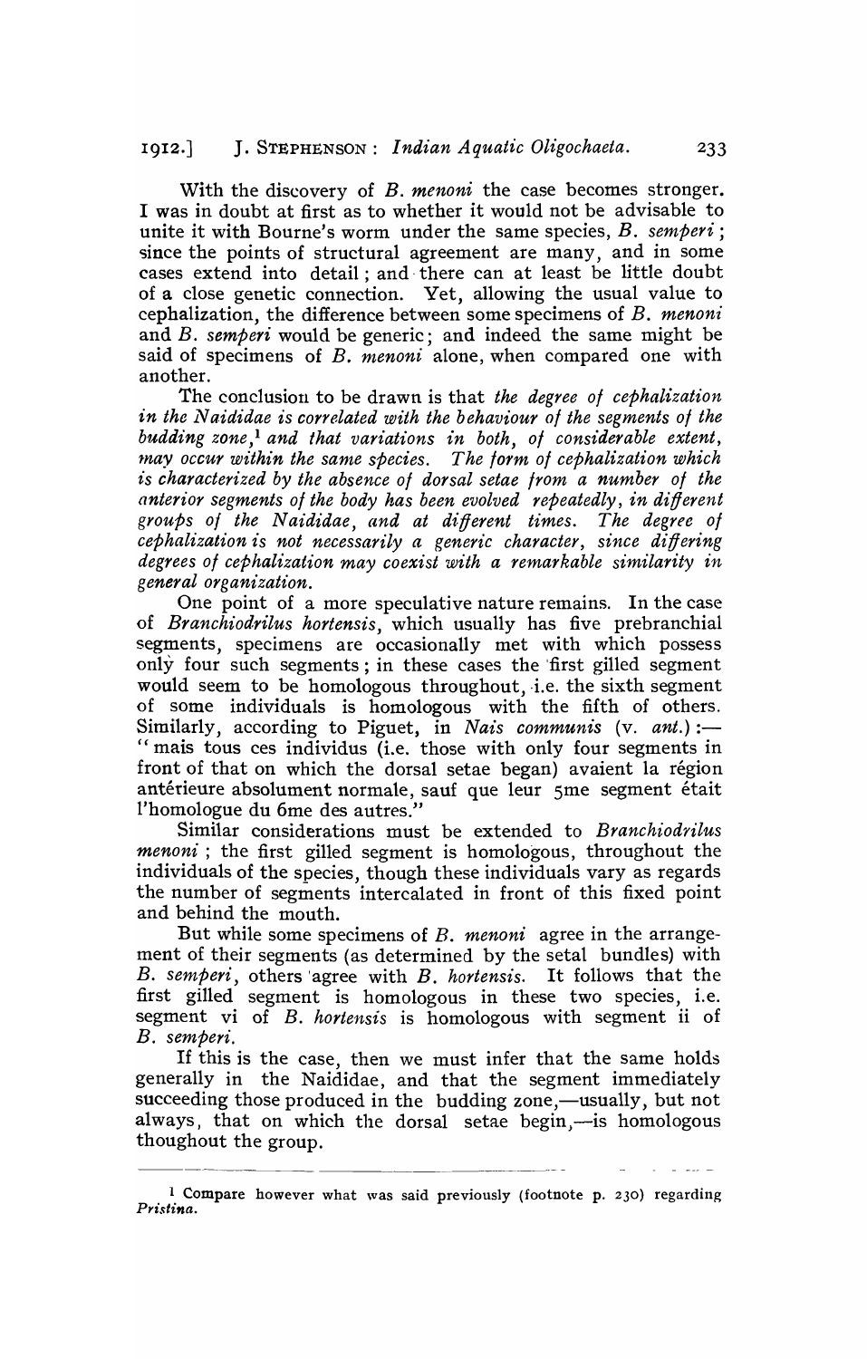With the discovery of *B. menoni* the case becomes stronger. I was in doubt at first as to whether it would not be advisable to unite it with Bourne's worm under the same species, *B. semperi*; since the points of structural agreement are many, and in some cases extend into detail; and there can at least be little doubt of a close genetic connection. Yet, allowing the usual value to cephalization, the difference between some specimens of *B. menoni* and *B. semperi* would be generic; and indeed the same might be said of specimens of *B. menoni* alone, when compared one with another.

The conclusion to be drawn is that *the degree of cephalization in the Naididae is correlated with the behaviour of the segments of the budding zone,*[1] *and that variations in both, of considerable extent, may occur within the same species. The form of cephalization which is characterized by the absence of dorsal setae from a number of the anterior segments of the body has been evolved repeatedly, in different groups of the Naididae, and at different times. The degree of cephalization is not necessarily a generic character, since differing degrees of cephalization may coexist with a remarkable similarity in general organization.*

One point of a more speculative nature remains. In the case of *Branchiodrilus hortensis*, which usually has five prebranchial segments, specimens are occasionally met with which possess only four such segments; in these cases the first gilled segment would seem to be homologous throughout, i.e. the sixth segment of some individuals is homologous with the fifth of others. Similarly, according to Piguet, in *Nais communis* (v. *ant.*) :— "mais tous ces individus (i.e. those with only four segments in front of that on which the dorsal setae began) avaient la région antérieure absolument normale, sauf que leur 5me segment était l'homologue du 6me des autres."

Similar considerations must be extended to *Branchiodrilus menoni*; the first gilled segment is homologous, throughout the individuals of the species, though these individuals vary as regards the number of segments intercalated in front of this fixed point and behind the mouth.

But while some specimens of *B. menoni* agree in the arrangement of their segments (as determined by the setal bundles) with *B. semperi*, others agree with *B. hortensis*. It follows that the first gilled segment is homologous in these two species, i.e. segment vi of *B. hortensis* is homologous with segment ii of *B. semperi*.

If this is the case, then we must infer that the same holds generally in the Naididae, and that the segment immediately succeeding those produced in the budding zone,—usually, but not always, that on which the dorsal setae begin,—is homologous thoughout the group.

---

[1] Compare however what was said previously (footnote p. 230) regarding *Pristina*.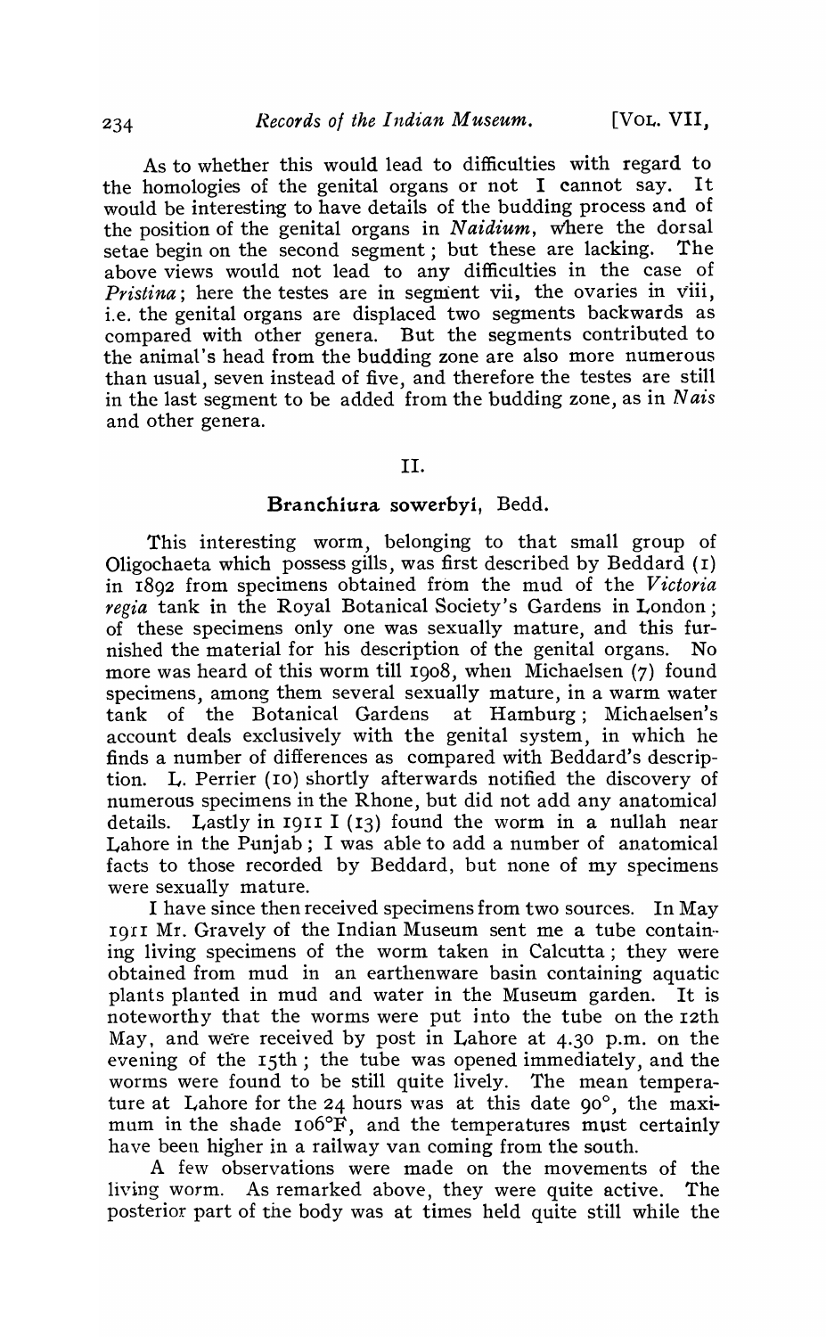As to whether this would lead to difficulties with regard to the homologies of the genital organs or not I cannot say. It would be interesting to have details of the budding process and of the position of the genital organs in *Naidium*, where the dorsal setae begin on the second segment; but these are lacking. The above views would not lead to any difficulties in the case of *Pristina*; here the testes are in segment vii, the ovaries in viii, i.e. the genital organs are displaced two segments backwards as compared with other genera. But the segments contributed to the animal's head from the budding zone are also more numerous than usual, seven instead of five, and therefore the testes are still in the last segment to be added from the budding zone, as in *Nais* and other genera.

## II.

### Branchiura sowerbyi, Bedd.

This interesting worm, belonging to that small group of Oligochaeta which possess gills, was first described by Beddard (1) in 1892 from specimens obtained from the mud of the *Victoria regia* tank in the Royal Botanical Society's Gardens in London; of these specimens only one was sexually mature, and this furnished the material for his description of the genital organs. No more was heard of this worm till 1908, when Michaelsen (7) found specimens, among them several sexually mature, in a warm water tank of the Botanical Gardens at Hamburg; Michaelsen's account deals exclusively with the genital system, in which he finds a number of differences as compared with Beddard's description. L. Perrier (10) shortly afterwards notified the discovery of numerous specimens in the Rhone, but did not add any anatomical details. Lastly in 1911 I (13) found the worm in a nullah near Lahore in the Punjab; I was able to add a number of anatomical facts to those recorded by Beddard, but none of my specimens were sexually mature.

I have since then received specimens from two sources. In May 1911 Mr. Gravely of the Indian Museum sent me a tube containing living specimens of the worm taken in Calcutta; they were obtained from mud in an earthenware basin containing aquatic plants planted in mud and water in the Museum garden. It is noteworthy that the worms were put into the tube on the 12th May, and were received by post in Lahore at 4.30 p.m. on the evening of the 15th; the tube was opened immediately, and the worms were found to be still quite lively. The mean temperature at Lahore for the 24 hours was at this date 90°, the maximum in the shade 106°F, and the temperatures must certainly have been higher in a railway van coming from the south.

A few observations were made on the movements of the living worm. As remarked above, they were quite active. The posterior part of the body was at times held quite still while the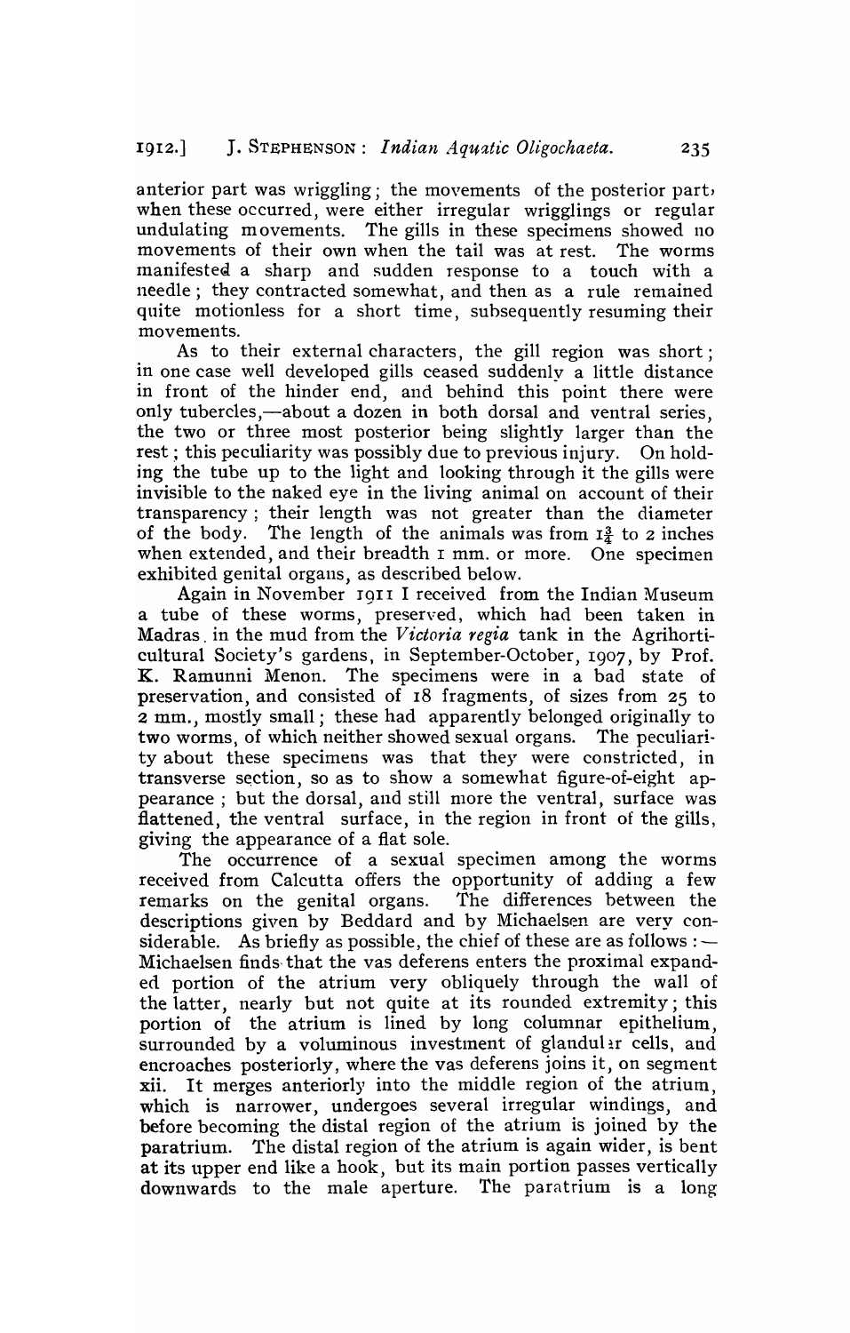anterior part was wriggling; the movements of the posterior part, when these occurred, were either irregular wrigglings or regular undulating movements. The gills in these specimens showed no movements of their own when the tail was at rest. The worms manifested a sharp and sudden response to a touch with a needle; they contracted somewhat, and then as a rule remained quite motionless for a short time, subsequently resuming their movements.

As to their external characters, the gill region was short; in one case well developed gills ceased suddenly a little distance in front of the hinder end, and behind this point there were only tubercles,—about a dozen in both dorsal and ventral series, the two or three most posterior being slightly larger than the rest; this peculiarity was possibly due to previous injury. On holding the tube up to the light and looking through it the gills were invisible to the naked eye in the living animal on account of their transparency; their length was not greater than the diameter of the body. The length of the animals was from $1\frac{3}{4}$ to 2 inches when extended, and their breadth 1 mm. or more. One specimen exhibited genital organs, as described below.

Again in November 1911 I received from the Indian Museum a tube of these worms, preserved, which had been taken in Madras in the mud from the *Victoria regia* tank in the Agrihorticultural Society's gardens, in September-October, 1907, by Prof. K. Ramunni Menon. The specimens were in a bad state of preservation, and consisted of 18 fragments, of sizes from 25 to 2 mm., mostly small; these had apparently belonged originally to two worms, of which neither showed sexual organs. The peculiarity about these specimens was that they were constricted, in transverse section, so as to show a somewhat figure-of-eight appearance; but the dorsal, and still more the ventral, surface was flattened, the ventral surface, in the region in front of the gills, giving the appearance of a flat sole.

The occurrence of a sexual specimen among the worms received from Calcutta offers the opportunity of adding a few remarks on the genital organs. The differences between the descriptions given by Beddard and by Michaelsen are very considerable. As briefly as possible, the chief of these are as follows:— Michaelsen finds that the vas deferens enters the proximal expanded portion of the atrium very obliquely through the wall of the latter, nearly but not quite at its rounded extremity; this portion of the atrium is lined by long columnar epithelium, surrounded by a voluminous investment of glandular cells, and encroaches posteriorly, where the vas deferens joins it, on segment xii. It merges anteriorly into the middle region of the atrium, which is narrower, undergoes several irregular windings, and before becoming the distal region of the atrium is joined by the paratrium. The distal region of the atrium is again wider, is bent at its upper end like a hook, but its main portion passes vertically downwards to the male aperture. The paratrium is a long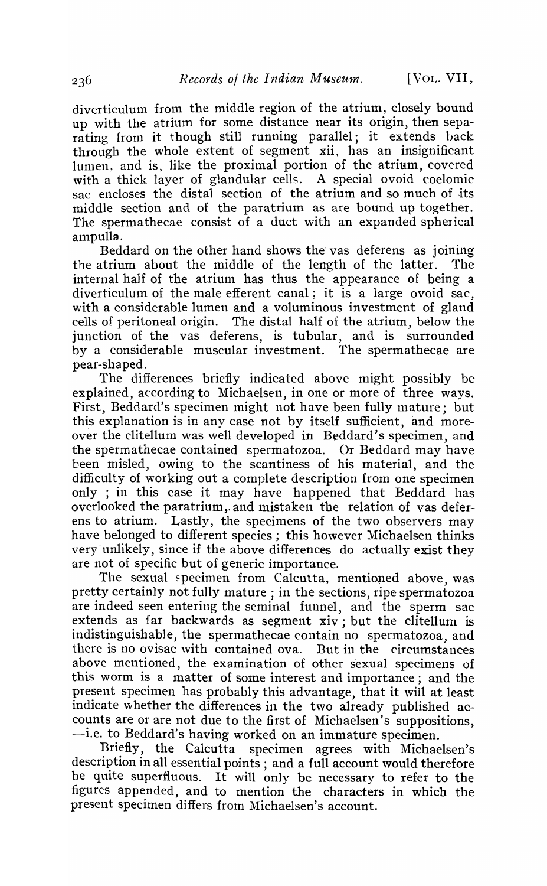diverticulum from the middle region of the atrium, closely bound up with the atrium for some distance near its origin, then separating from it though still running parallel; it extends back through the whole extent of segment xii, has an insignificant lumen, and is, like the proximal portion of the atrium, covered with a thick layer of glandular cells. A special ovoid coelomic sac encloses the distal section of the atrium and so much of its middle section and of the paratrium as are bound up together. The spermathecae consist of a duct with an expanded spherical ampulla.

Beddard on the other hand shows the vas deferens as joining the atrium about the middle of the length of the latter. The internal half of the atrium has thus the appearance of being a diverticulum of the male efferent canal; it is a large ovoid sac, with a considerable lumen and a voluminous investment of gland cells of peritoneal origin. The distal half of the atrium, below the junction of the vas deferens, is tubular, and is surrounded by a considerable muscular investment. The spermathecae are pear-shaped.

The differences briefly indicated above might possibly be explained, according to Michaelsen, in one or more of three ways. First, Beddard's specimen might not have been fully mature; but this explanation is in any case not by itself sufficient, and moreover the clitellum was well developed in Beddard's specimen, and the spermathecae contained spermatozoa. Or Beddard may have been misled, owing to the scantiness of his material, and the difficulty of working out a complete description from one specimen only; in this case it may have happened that Beddard has overlooked the paratrium, and mistaken the relation of vas deferens to atrium. Lastly, the specimens of the two observers may have belonged to different species; this however Michaelsen thinks very unlikely, since if the above differences do actually exist they are not of specific but of generic importance.

The sexual specimen from Calcutta, mentioned above, was pretty certainly not fully mature; in the sections, ripe spermatozoa are indeed seen entering the seminal funnel, and the sperm sac extends as far backwards as segment xiv; but the clitellum is indistinguishable, the spermathecae contain no spermatozoa, and there is no ovisac with contained ova. But in the circumstances above mentioned, the examination of other sexual specimens of this worm is a matter of some interest and importance; and the present specimen has probably this advantage, that it will at least indicate whether the differences in the two already published accounts are or are not due to the first of Michaelsen's suppositions, —i.e. to Beddard's having worked on an immature specimen.

Briefly, the Calcutta specimen agrees with Michaelsen's description in all essential points; and a full account would therefore be quite superfluous. It will only be necessary to refer to the figures appended, and to mention the characters in which the present specimen differs from Michaelsen's account.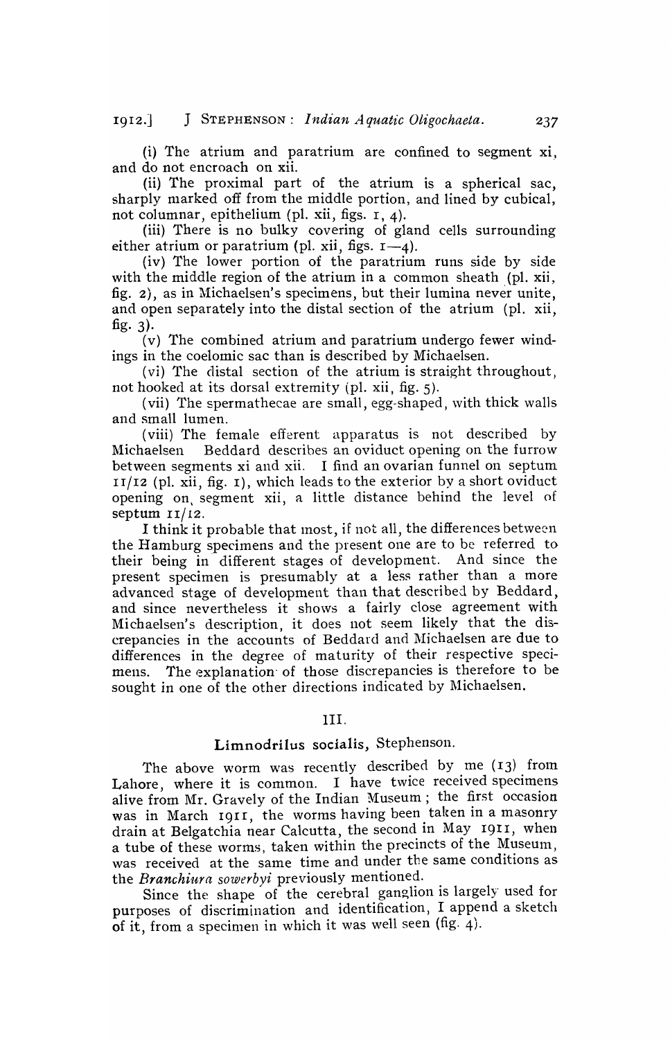(i) The atrium and paratrium are confined to segment xi, and do not encroach on xii.

(ii) The proximal part of the atrium is a spherical sac, sharply marked off from the middle portion, and lined by cubical, not columnar, epithelium (pl. xii, figs. 1, 4).

(iii) There is no bulky covering of gland cells surrounding either atrium or paratrium (pl. xii, figs. 1—4).

(iv) The lower portion of the paratrium runs side by side with the middle region of the atrium in a common sheath (pl. xii, fig. 2), as in Michaelsen's specimens, but their lumina never unite, and open separately into the distal section of the atrium (pl. xii, fig. 3).

(v) The combined atrium and paratrium undergo fewer windings in the coelomic sac than is described by Michaelsen.

(vi) The distal section of the atrium is straight throughout, not hooked at its dorsal extremity (pl. xii, fig. 5).

(vii) The spermathecae are small, egg-shaped, with thick walls and small lumen.

(viii) The female efferent apparatus is not described by Michaelsen Beddard describes an oviduct opening on the furrow between segments xi and xii. I find an ovarian funnel on septum 11/12 (pl. xii, fig. 1), which leads to the exterior by a short oviduct opening on, segment xii, a little distance behind the level of septum 11/12.

I think it probable that most, if not all, the differences between the Hamburg specimens and the present one are to be referred to their being in different stages of development. And since the present specimen is presumably at a less rather than a more advanced stage of development than that described by Beddard, and since nevertheless it shows a fairly close agreement with Michaelsen's description, it does not seem likely that the discrepancies in the accounts of Beddard and Michaelsen are due to differences in the degree of maturity of their respective specimens. The explanation of those discrepancies is therefore to be sought in one of the other directions indicated by Michaelsen.

## III.

### Limnodrilus socialis, Stephenson.

The above worm was recently described by me (13) from Lahore, where it is common. I have twice received specimens alive from Mr. Gravely of the Indian Museum; the first occasion was in March 1911, the worms having been taken in a masonry drain at Belgatchia near Calcutta, the second in May 1911, when a tube of these worms, taken within the precincts of the Museum, was received at the same time and under the same conditions as the *Branchiura sowerbyi* previously mentioned.

Since the shape of the cerebral ganglion is largely used for purposes of discrimination and identification, I append a sketch of it, from a specimen in which it was well seen (fig. 4).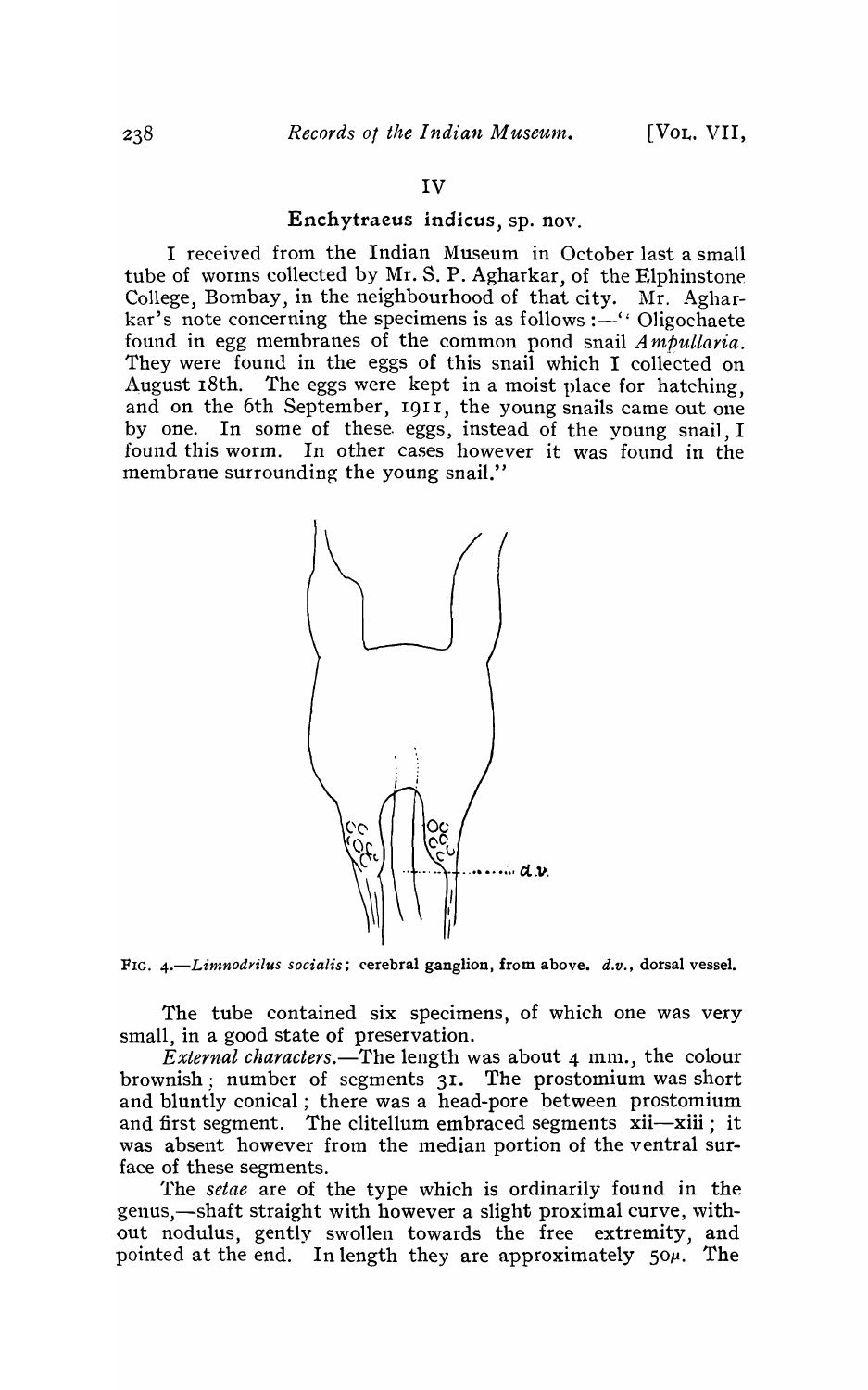## IV

### Enchytraeus indicus, sp. nov.

I received from the Indian Museum in October last a small tube of worms collected by Mr. S. P. Agharkar, of the Elphinstone College, Bombay, in the neighbourhood of that city. Mr. Agharkar's note concerning the specimens is as follows :—" Oligochaete found in egg membranes of the common pond snail *Ampullaria*. They were found in the eggs of this snail which I collected on August 18th. The eggs were kept in a moist place for hatching, and on the 6th September, 1911, the young snails came out one by one. In some of these eggs, instead of the young snail, I found this worm. In other cases however it was found in the membrane surrounding the young snail."

FIG. 4.—*Limnodrilus socialis*; cerebral ganglion, from above. *d.v.*, dorsal vessel.

The tube contained six specimens, of which one was very small, in a good state of preservation.

*External characters*.—The length was about 4 mm., the colour brownish; number of segments 31. The prostomium was short and bluntly conical; there was a head-pore between prostomium and first segment. The clitellum embraced segments xii—xiii; it was absent however from the median portion of the ventral surface of these segments.

The *setae* are of the type which is ordinarily found in the genus,—shaft straight with however a slight proximal curve, without nodulus, gently swollen towards the free extremity, and pointed at the end. In length they are approximately 50$\mu$. The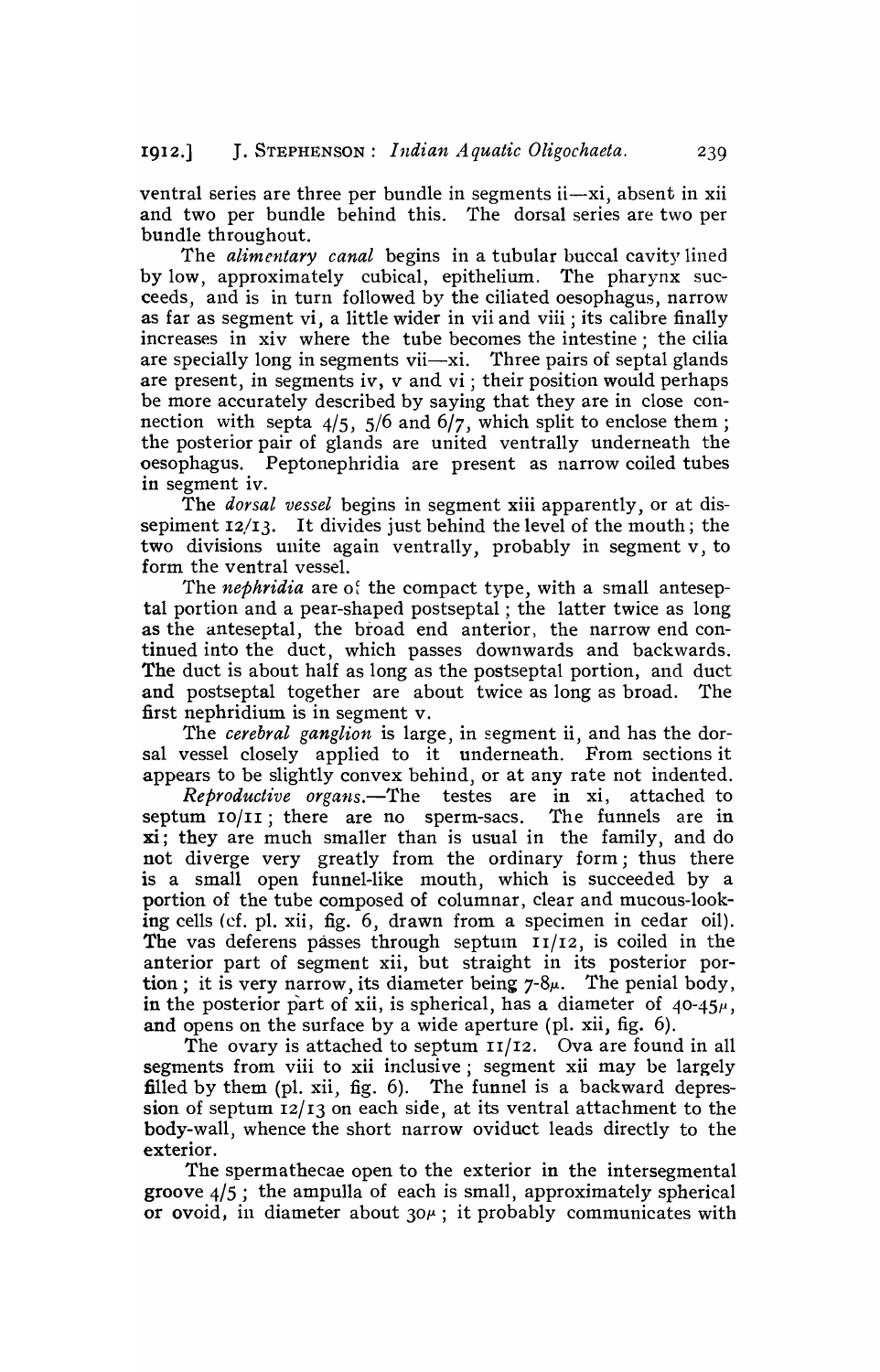ventral series are three per bundle in segments ii—xi, absent in xii and two per bundle behind this. The dorsal series are two per bundle throughout.

The *alimentary canal* begins in a tubular buccal cavity lined by low, approximately cubical, epithelium. The pharynx succeeds, and is in turn followed by the ciliated oesophagus, narrow as far as segment vi, a little wider in vii and viii; its calibre finally increases in xiv where the tube becomes the intestine; the cilia are specially long in segments vii—xi. Three pairs of septal glands are present, in segments iv, v and vi; their position would perhaps be more accurately described by saying that they are in close connection with septa 4/5, 5/6 and 6/7, which split to enclose them; the posterior pair of glands are united ventrally underneath the oesophagus. Peptonephridia are present as narrow coiled tubes in segment iv.

The *dorsal vessel* begins in segment xiii apparently, or at dissepiment 12/13. It divides just behind the level of the mouth; the two divisions unite again ventrally, probably in segment v, to form the ventral vessel.

The *nephridia* are of the compact type, with a small anteseptal portion and a pear-shaped postseptal; the latter twice as long as the anteseptal, the broad end anterior, the narrow end continued into the duct, which passes downwards and backwards. The duct is about half as long as the postseptal portion, and duct and postseptal together are about twice as long as broad. The first nephridium is in segment v.

The *cerebral ganglion* is large, in segment ii, and has the dorsal vessel closely applied to it underneath. From sections it appears to be slightly convex behind, or at any rate not indented.

*Reproductive organs.*—The testes are in xi, attached to septum 10/11; there are no sperm-sacs. The funnels are in xi; they are much smaller than is usual in the family, and do not diverge very greatly from the ordinary form; thus there is a small open funnel-like mouth, which is succeeded by a portion of the tube composed of columnar, clear and mucous-looking cells (cf. pl. xii, fig. 6, drawn from a specimen in cedar oil). The vas deferens passes through septum 11/12, is coiled in the anterior part of segment xii, but straight in its posterior portion; it is very narrow, its diameter being 7-8$\mu$. The penial body, in the posterior part of xii, is spherical, has a diameter of 40-45$\mu$, and opens on the surface by a wide aperture (pl. xii, fig. 6).

The ovary is attached to septum 11/12. Ova are found in all segments from viii to xii inclusive; segment xii may be largely filled by them (pl. xii, fig. 6). The funnel is a backward depression of septum 12/13 on each side, at its ventral attachment to the body-wall, whence the short narrow oviduct leads directly to the exterior.

The spermathecae open to the exterior in the intersegmental groove 4/5; the ampulla of each is small, approximately spherical or ovoid, in diameter about 30$\mu$; it probably communicates with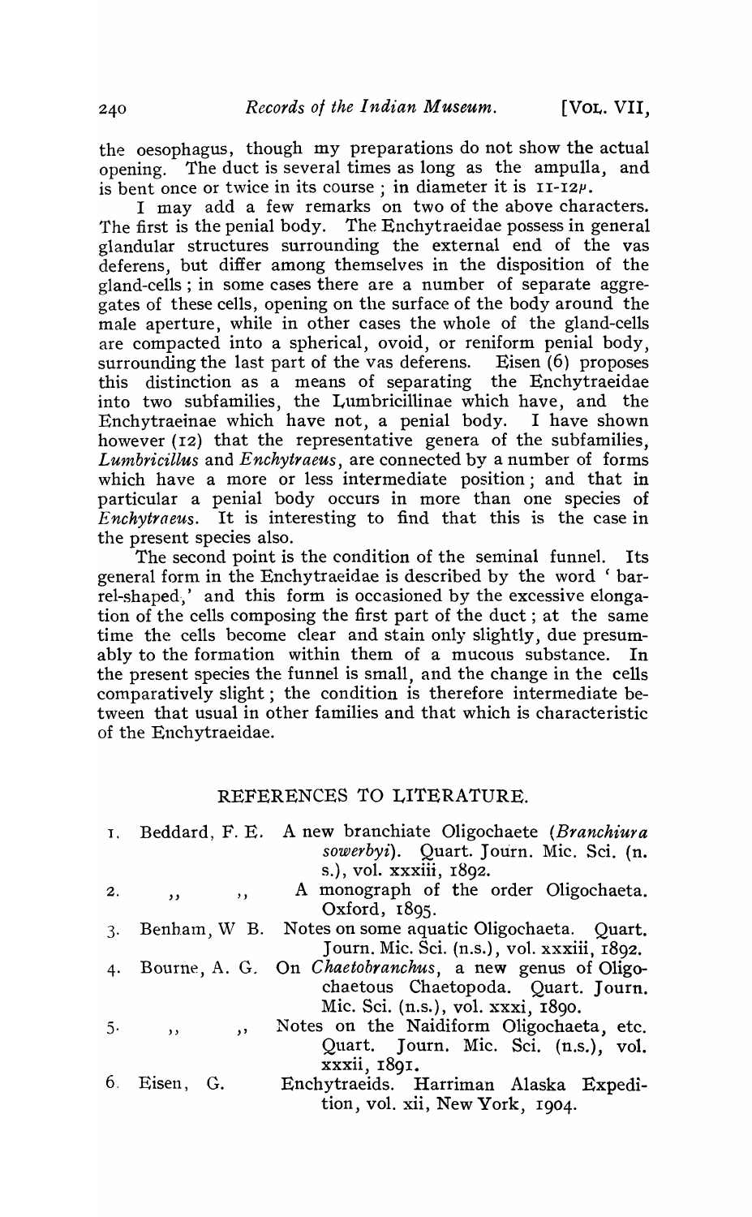the oesophagus, though my preparations do not show the actual opening. The duct is several times as long as the ampulla, and is bent once or twice in its course; in diameter it is 11-12$\mu$.

I may add a few remarks on two of the above characters. The first is the penial body. The Enchytraeidae possess in general glandular structures surrounding the external end of the vas deferens, but differ among themselves in the disposition of the gland-cells; in some cases there are a number of separate aggregates of these cells, opening on the surface of the body around the male aperture, while in other cases the whole of the gland-cells are compacted into a spherical, ovoid, or reniform penial body, surrounding the last part of the vas deferens. Eisen (6) proposes this distinction as a means of separating the Enchytraeidae into two subfamilies, the Lumbricillinae which have, and the Enchytraeinae which have not, a penial body. I have shown however (12) that the representative genera of the subfamilies, *Lumbricillus* and *Enchytraeus*, are connected by a number of forms which have a more or less intermediate position; and that in particular a penial body occurs in more than one species of *Enchytraeus*. It is interesting to find that this is the case in the present species also.

The second point is the condition of the seminal funnel. Its general form in the Enchytraeidae is described by the word 'barrel-shaped,' and this form is occasioned by the excessive elongation of the cells composing the first part of the duct; at the same time the cells become clear and stain only slightly, due presumably to the formation within them of a mucous substance. In the present species the funnel is small, and the change in the cells comparatively slight; the condition is therefore intermediate between that usual in other families and that which is characteristic of the Enchytraeidae.

## REFERENCES TO LITERATURE.

1. Beddard, F. E. A new branchiate Oligochaete (*Branchiura sowerbyi*). Quart. Journ. Mic. Sci. (n. s.), vol. xxxiii, 1892.
2. ,, ,, A monograph of the order Oligochaeta. Oxford, 1895.
3. Benham, W B. Notes on some aquatic Oligochaeta. Quart. Journ. Mic. Sci. (n.s.), vol. xxxiii, 1892.
4. Bourne, A. G. On *Chaetobranchus*, a new genus of Oligochaetous Chaetopoda. Quart. Journ. Mic. Sci. (n.s.), vol. xxxi, 1890.
5. ,, ,, Notes on the Naidiform Oligochaeta, etc. Quart. Journ. Mic. Sci. (n.s.), vol. xxxii, 1891.
6. Eisen, G. Enchytraeids. Harriman Alaska Expedition, vol. xii, New York, 1904.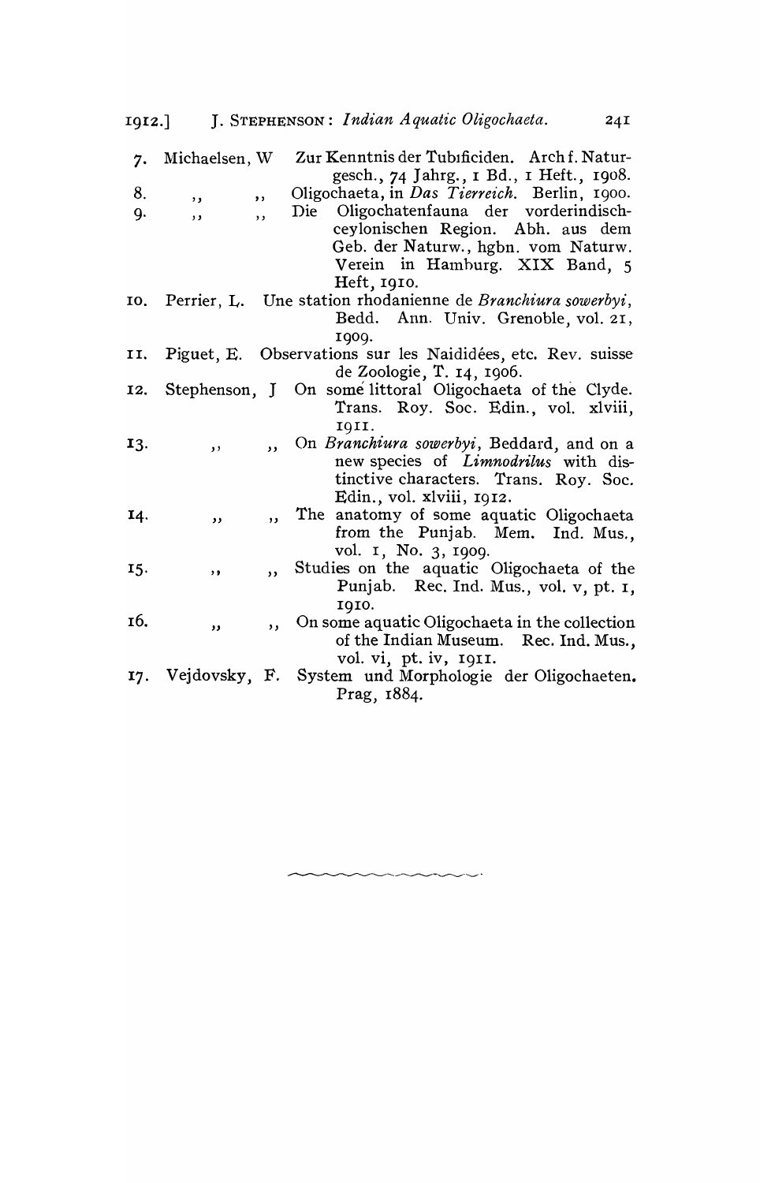7. Michaelsen, W Zur Kenntnis der Tubificiden. Arch f. Naturgesch., 74 Jahrg., 1 Bd., 1 Heft., 1908.
8. ,, ,, Oligochaeta, in *Das Tierreich*. Berlin, 1900.
9. ,, ,, Die Oligochatenfauna der vorderindisch-ceylonischen Region. Abh. aus dem Geb. der Naturw., hgbn. vom Naturw. Verein in Hamburg. XIX Band, 5 Heft, 1910.
10. Perrier, L. Une station rhodanienne de *Branchiura sowerbyi*, Bedd. Ann. Univ. Grenoble, vol. 21, 1909.
11. Piguet, E. Observations sur les Naididées, etc. Rev. suisse de Zoologie, T. 14, 1906.
12. Stephenson, J On some littoral Oligochaeta of the Clyde. Trans. Roy. Soc. Edin., vol. xlviii, 1911.
13. ,, ,, On *Branchiura sowerbyi*, Beddard, and on a new species of *Limnodrilus* with distinctive characters. Trans. Roy. Soc. Edin., vol. xlviii, 1912.
14. ,, ,, The anatomy of some aquatic Oligochaeta from the Punjab. Mem. Ind. Mus., vol. 1, No. 3, 1909.
15. ,, ,, Studies on the aquatic Oligochaeta of the Punjab. Rec. Ind. Mus., vol. v, pt. 1, 1910.
16. ,, ,, On some aquatic Oligochaeta in the collection of the Indian Museum. Rec. Ind. Mus., vol. vi, pt. iv, 1911.
17. Vejdovsky, F. System und Morphologie der Oligochaeten. Prag, 1884.